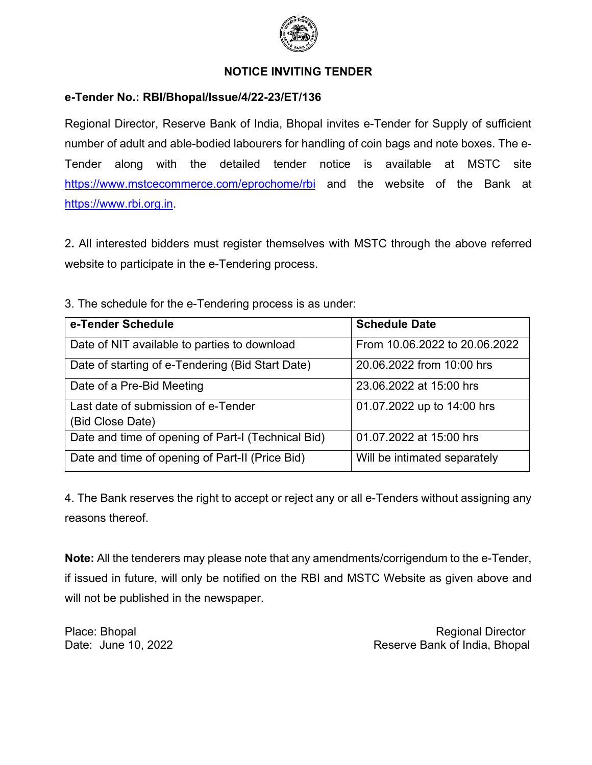## NOTICE INVITING TENDER

**e-Tender No.: RBI/Bhopal/Issue/4/22-23/ET/136**

Regional Director, Reserve Bank of India, Bhopal invites e-Tender for Supply of sufficient number of adult and able-bodied labourers for handling of coin bags and note boxes. The e-Tender along with the detailed tender notice is available at MSTC site https://www.mstcecommerce.com/eprochome/rbi and the website of the Bank at https://www.rbi.org.in.

2**.** All interested bidders must register themselves with MSTC through the above referred website to participate in the e-Tendering process.

3. The schedule for the e-Tendering process is as under:

| **e-Tender Schedule** | **Schedule Date** |
|---|---|
| Date of NIT available to parties to download | From 10.06.2022 to 20.06.2022 |
| Date of starting of e-Tendering (Bid Start Date) | 20.06.2022 from 10:00 hrs |
| Date of a Pre-Bid Meeting | 23.06.2022 at 15:00 hrs |
| Last date of submission of e-Tender (Bid Close Date) | 01.07.2022 up to 14:00 hrs |
| Date and time of opening of Part-I (Technical Bid) | 01.07.2022 at 15:00 hrs |
| Date and time of opening of Part-II (Price Bid) | Will be intimated separately |

4. The Bank reserves the right to accept or reject any or all e-Tenders without assigning any reasons thereof.

**Note:** All the tenderers may please note that any amendments/corrigendum to the e-Tender, if issued in future, will only be notified on the RBI and MSTC Website as given above and will not be published in the newspaper.

Place: Bhopal
Date: June 10, 2022

Regional Director
Reserve Bank of India, Bhopal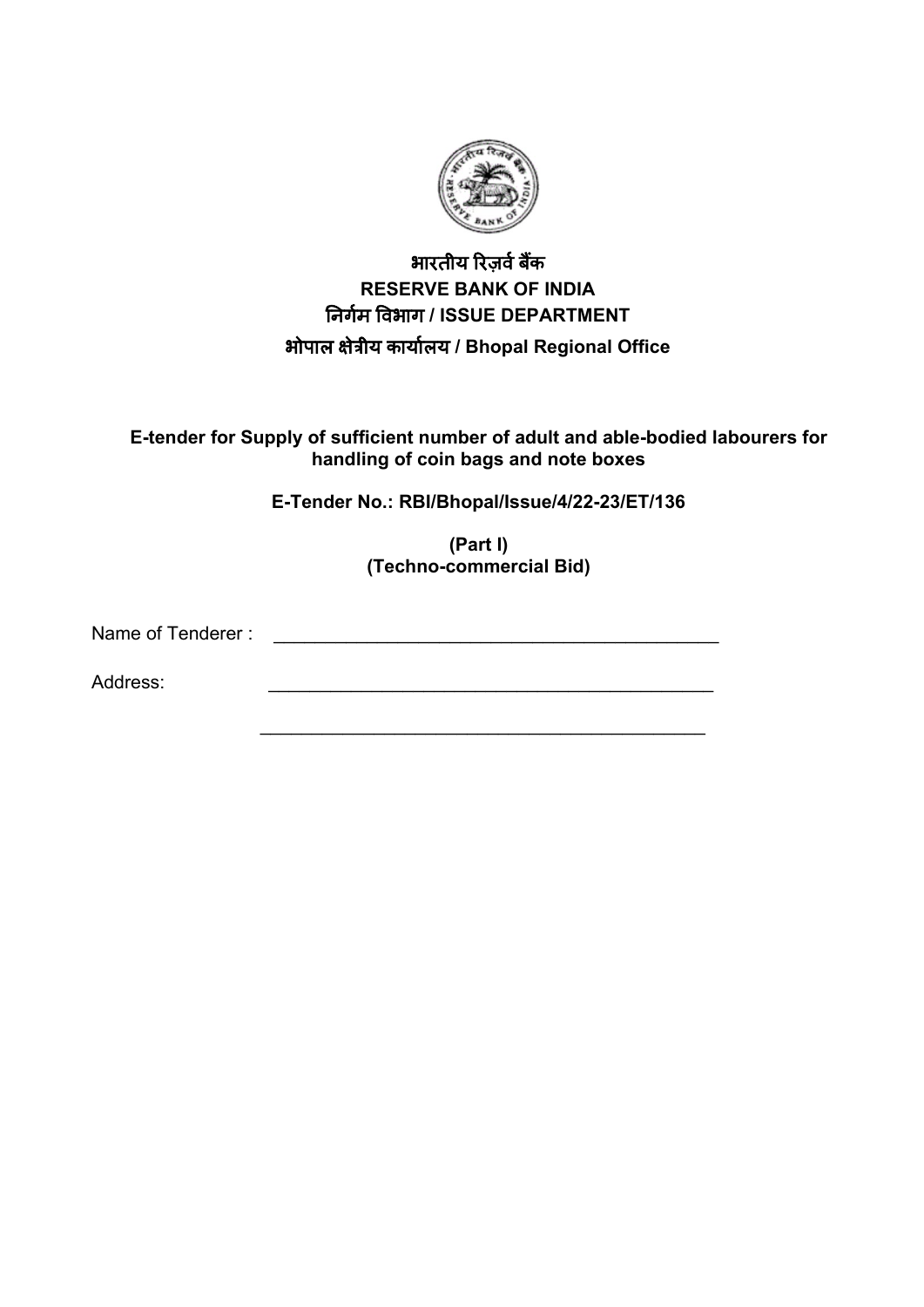**भारतीय रिज़र्व बैंक**
**RESERVE BANK OF INDIA**
**निर्गम विभाग / ISSUE DEPARTMENT**
**भोपाल क्षेत्रीय कार्यालय / Bhopal Regional Office**

**E-tender for Supply of sufficient number of adult and able-bodied labourers for handling of coin bags and note boxes**

**E-Tender No.: RBI/Bhopal/Issue/4/22-23/ET/136**

**(Part I)**
**(Techno-commercial Bid)**

Name of Tenderer : _____________________________________________

Address: _____________________________________________

_____________________________________________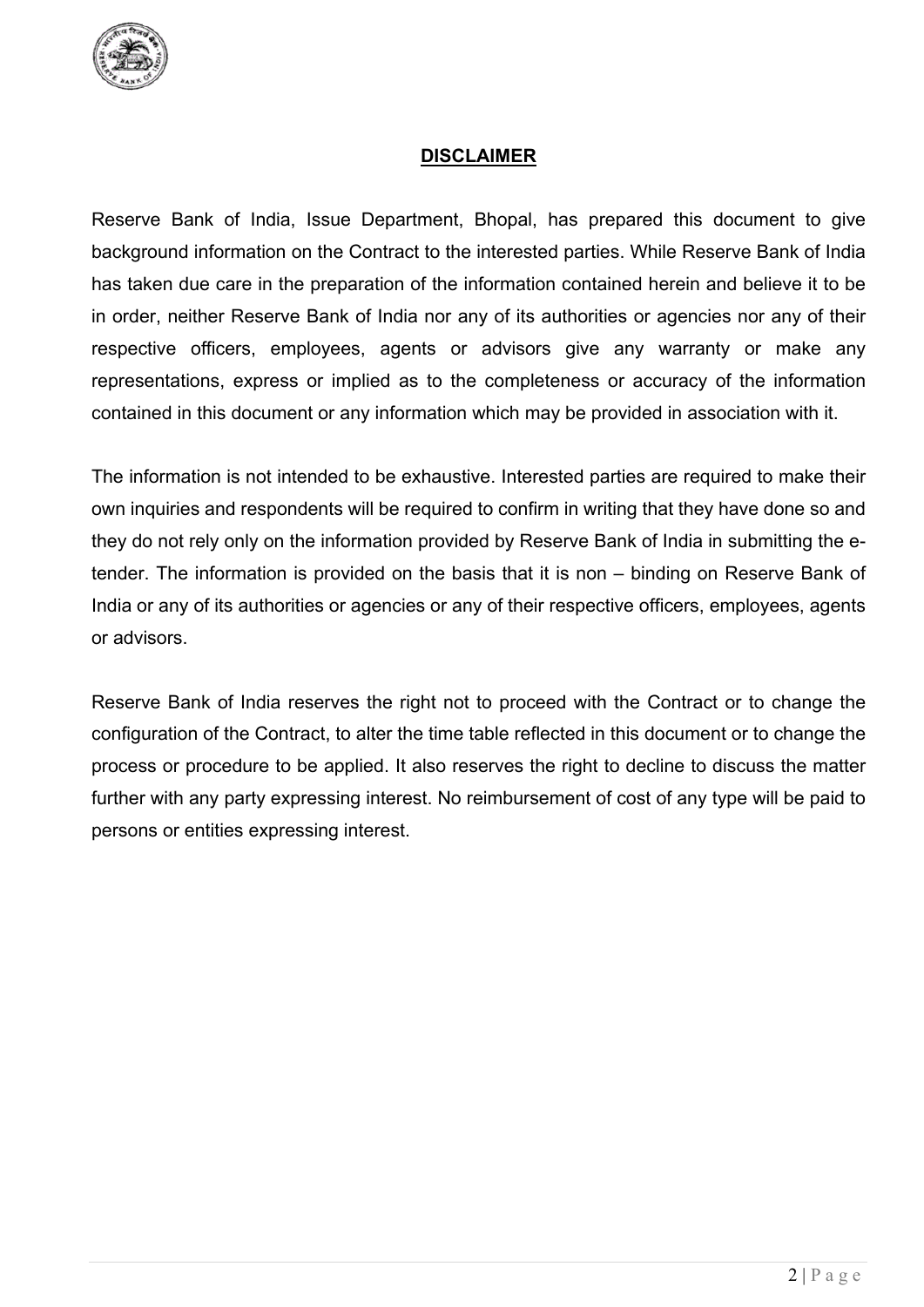## DISCLAIMER

Reserve Bank of India, Issue Department, Bhopal, has prepared this document to give background information on the Contract to the interested parties. While Reserve Bank of India has taken due care in the preparation of the information contained herein and believe it to be in order, neither Reserve Bank of India nor any of its authorities or agencies nor any of their respective officers, employees, agents or advisors give any warranty or make any representations, express or implied as to the completeness or accuracy of the information contained in this document or any information which may be provided in association with it.

The information is not intended to be exhaustive. Interested parties are required to make their own inquiries and respondents will be required to confirm in writing that they have done so and they do not rely only on the information provided by Reserve Bank of India in submitting the e-tender. The information is provided on the basis that it is non – binding on Reserve Bank of India or any of its authorities or agencies or any of their respective officers, employees, agents or advisors.

Reserve Bank of India reserves the right not to proceed with the Contract or to change the configuration of the Contract, to alter the time table reflected in this document or to change the process or procedure to be applied. It also reserves the right to decline to discuss the matter further with any party expressing interest. No reimbursement of cost of any type will be paid to persons or entities expressing interest.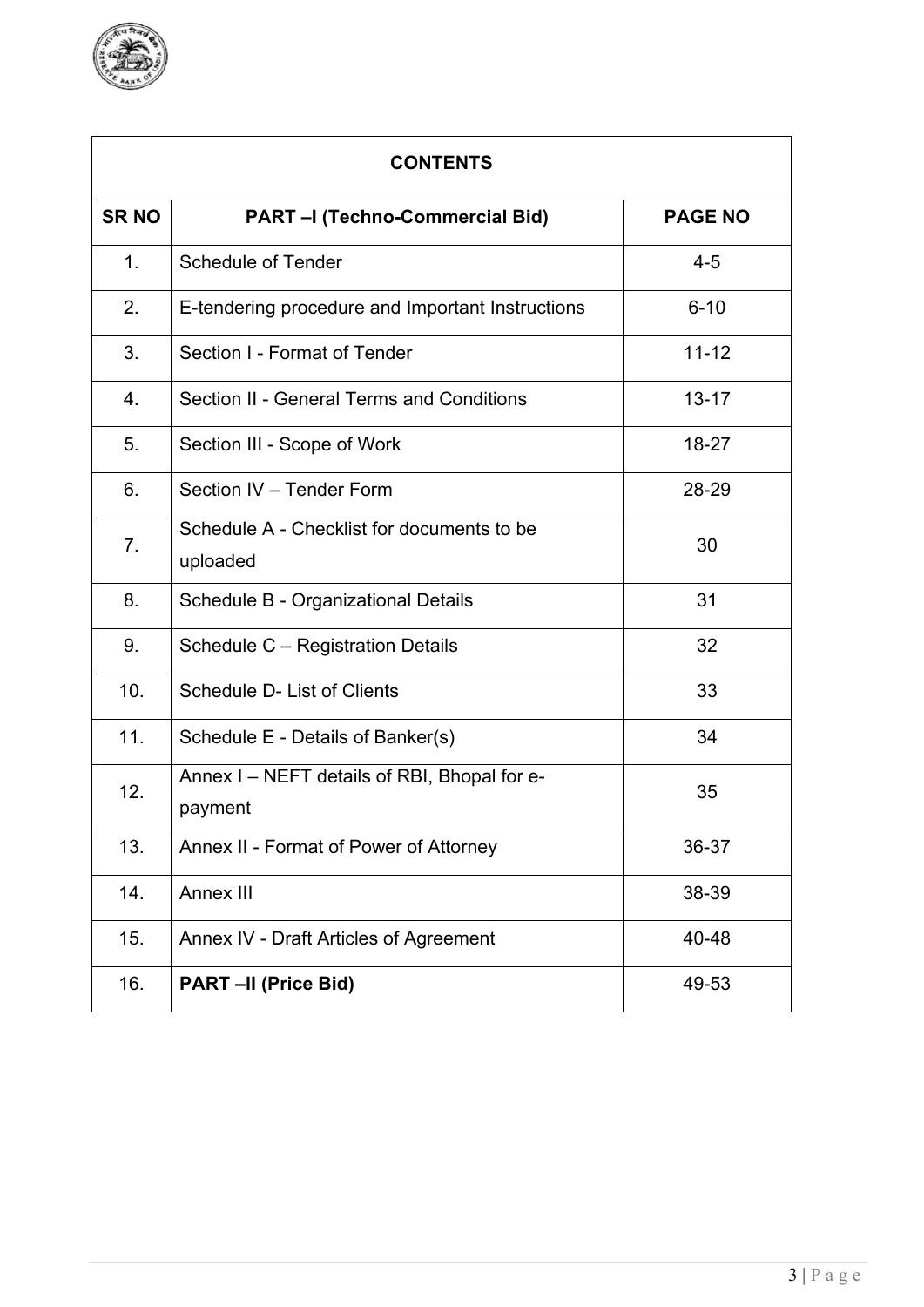| CONTENTS | | |
|---|---|---|
| **SR NO** | **PART –I (Techno-Commercial Bid)** | **PAGE NO** |
| 1. | Schedule of Tender | 4-5 |
| 2. | E-tendering procedure and Important Instructions | 6-10 |
| 3. | Section I - Format of Tender | 11-12 |
| 4. | Section II - General Terms and Conditions | 13-17 |
| 5. | Section III - Scope of Work | 18-27 |
| 6. | Section IV – Tender Form | 28-29 |
| 7. | Schedule A - Checklist for documents to be uploaded | 30 |
| 8. | Schedule B - Organizational Details | 31 |
| 9. | Schedule C – Registration Details | 32 |
| 10. | Schedule D- List of Clients | 33 |
| 11. | Schedule E - Details of Banker(s) | 34 |
| 12. | Annex I – NEFT details of RBI, Bhopal for e-payment | 35 |
| 13. | Annex II - Format of Power of Attorney | 36-37 |
| 14. | Annex III | 38-39 |
| 15. | Annex IV - Draft Articles of Agreement | 40-48 |
| 16. | **PART –II (Price Bid)** | 49-53 |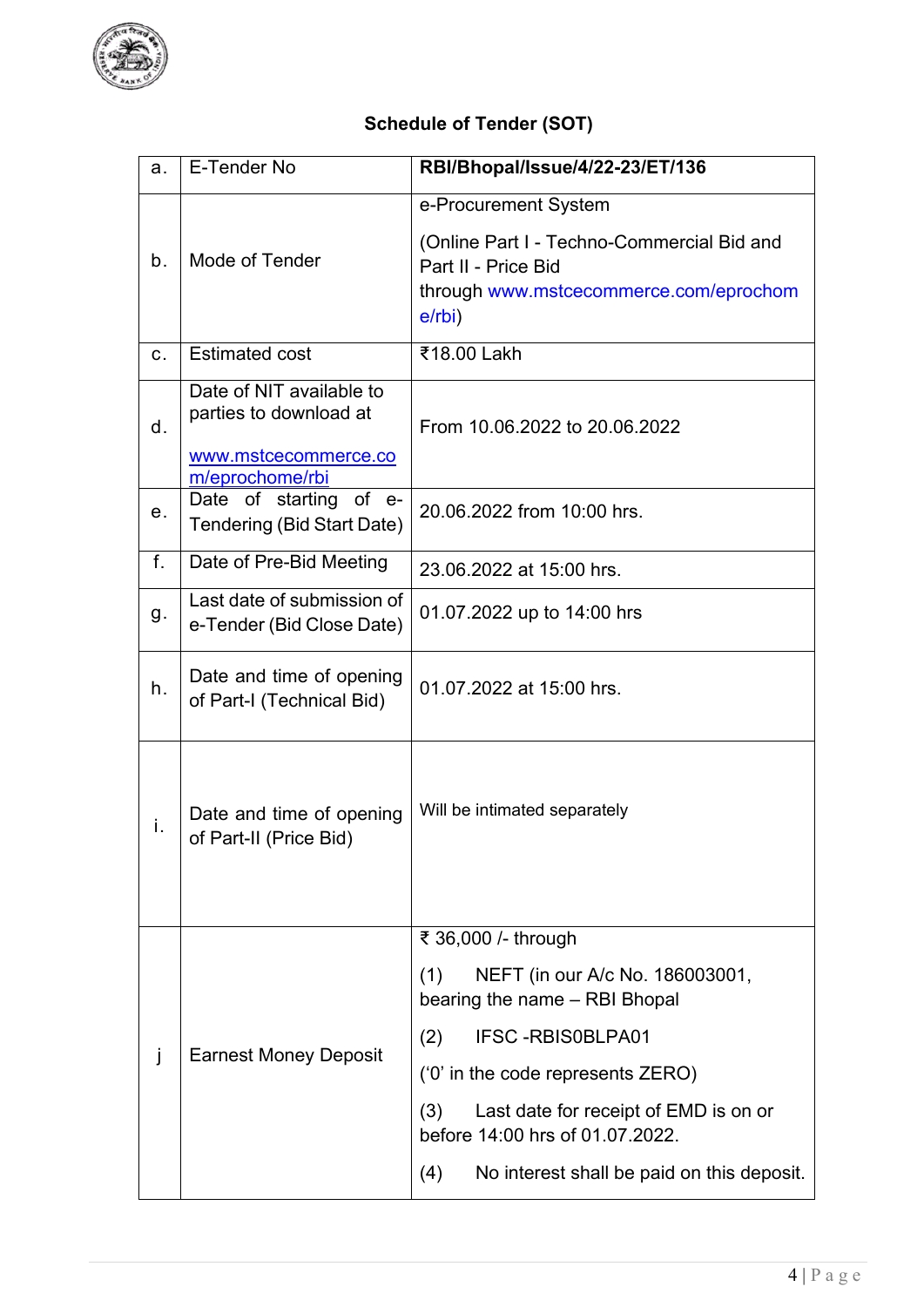## Schedule of Tender (SOT)

| | | |
|---|---|---|
| a. | E-Tender No | **RBI/Bhopal/Issue/4/22-23/ET/136** |
| b. | Mode of Tender | e-Procurement System<br><br>(Online Part I - Techno-Commercial Bid and Part II - Price Bid through www.mstcecommerce.com/eprochome/rbi) |
| c. | Estimated cost | ₹18.00 Lakh |
| d. | Date of NIT available to parties to download at<br><br>www.mstcecommerce.com/eprochome/rbi | From 10.06.2022 to 20.06.2022 |
| e. | Date of starting of e-Tendering (Bid Start Date) | 20.06.2022 from 10:00 hrs. |
| f. | Date of Pre-Bid Meeting | 23.06.2022 at 15:00 hrs. |
| g. | Last date of submission of e-Tender (Bid Close Date) | 01.07.2022 up to 14:00 hrs |
| h. | Date and time of opening of Part-I (Technical Bid) | 01.07.2022 at 15:00 hrs. |
| i. | Date and time of opening of Part-II (Price Bid) | Will be intimated separately |
| j | Earnest Money Deposit | ₹ 36,000 /- through<br><br>(1) NEFT (in our A/c No. 186003001, bearing the name – RBI Bhopal<br><br>(2) IFSC -RBIS0BLPA01<br><br>('0' in the code represents ZERO)<br><br>(3) Last date for receipt of EMD is on or before 14:00 hrs of 01.07.2022.<br><br>(4) No interest shall be paid on this deposit. |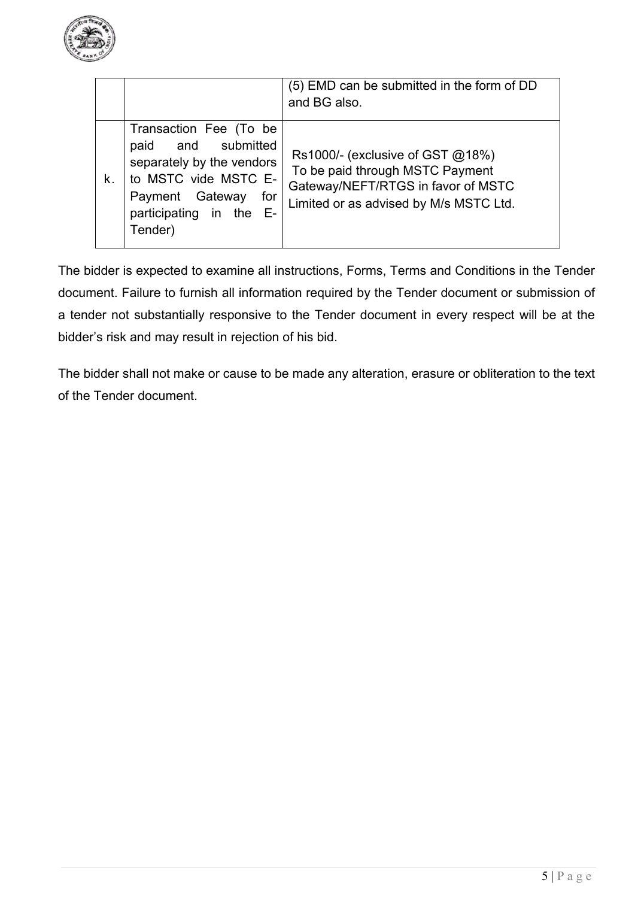| | | |
|---|---|---|
| | | (5) EMD can be submitted in the form of DD and BG also. |
| k. | Transaction Fee (To be paid and submitted separately by the vendors to MSTC vide MSTC E-Payment Gateway for participating in the E-Tender) | Rs1000/- (exclusive of GST @18%) To be paid through MSTC Payment Gateway/NEFT/RTGS in favor of MSTC Limited or as advised by M/s MSTC Ltd. |

The bidder is expected to examine all instructions, Forms, Terms and Conditions in the Tender document. Failure to furnish all information required by the Tender document or submission of a tender not substantially responsive to the Tender document in every respect will be at the bidder's risk and may result in rejection of his bid.

The bidder shall not make or cause to be made any alteration, erasure or obliteration to the text of the Tender document.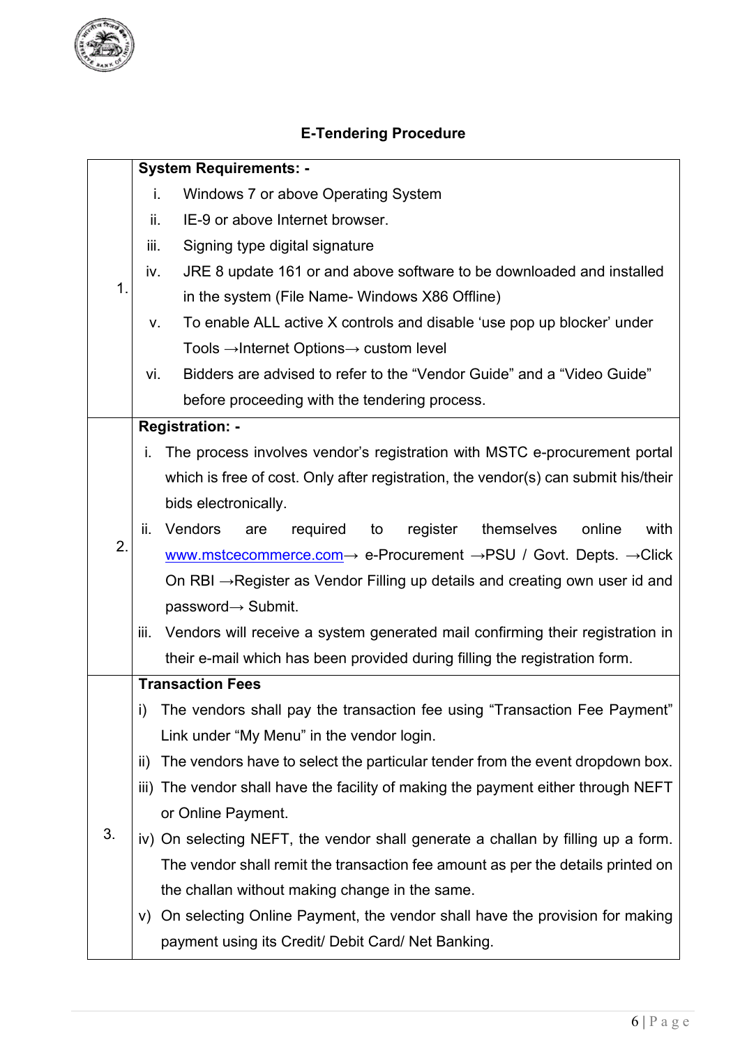## E-Tendering Procedure

| | |
|---|---|
| 1. | **System Requirements: -**<br>i. Windows 7 or above Operating System<br>ii. IE-9 or above Internet browser.<br>iii. Signing type digital signature<br>iv. JRE 8 update 161 or and above software to be downloaded and installed in the system (File Name- Windows X86 Offline)<br>v. To enable ALL active X controls and disable 'use pop up blocker' under Tools →Internet Options→ custom level<br>vi. Bidders are advised to refer to the "Vendor Guide" and a "Video Guide" before proceeding with the tendering process. |
| 2. | **Registration: -**<br>i. The process involves vendor's registration with MSTC e-procurement portal which is free of cost. Only after registration, the vendor(s) can submit his/their bids electronically.<br>ii. Vendors are required to register themselves online with www.mstcecommerce.com→ e-Procurement →PSU / Govt. Depts. →Click On RBI →Register as Vendor Filling up details and creating own user id and password→ Submit.<br>iii. Vendors will receive a system generated mail confirming their registration in their e-mail which has been provided during filling the registration form. |
| 3. | **Transaction Fees**<br>i) The vendors shall pay the transaction fee using "Transaction Fee Payment" Link under "My Menu" in the vendor login.<br>ii) The vendors have to select the particular tender from the event dropdown box.<br>iii) The vendor shall have the facility of making the payment either through NEFT or Online Payment.<br>iv) On selecting NEFT, the vendor shall generate a challan by filling up a form. The vendor shall remit the transaction fee amount as per the details printed on the challan without making change in the same.<br>v) On selecting Online Payment, the vendor shall have the provision for making payment using its Credit/ Debit Card/ Net Banking. |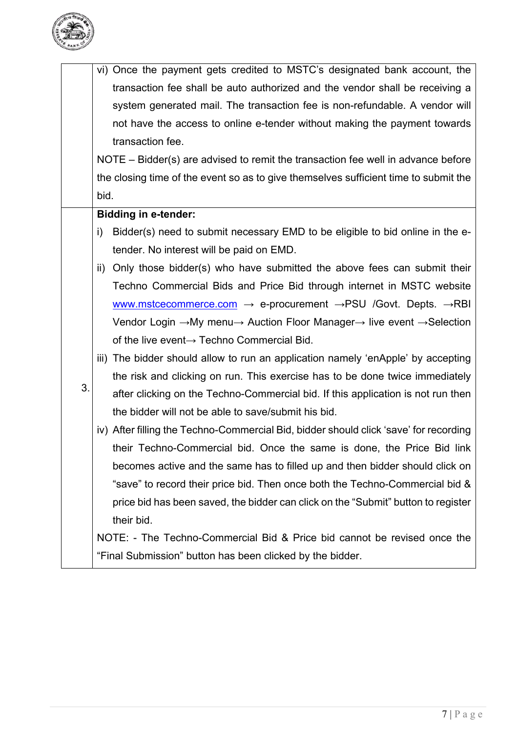|  |  |
|---|---|
|  | vi) Once the payment gets credited to MSTC's designated bank account, the transaction fee shall be auto authorized and the vendor shall be receiving a system generated mail. The transaction fee is non-refundable. A vendor will not have the access to online e-tender without making the payment towards transaction fee.<br>NOTE – Bidder(s) are advised to remit the transaction fee well in advance before the closing time of the event so as to give themselves sufficient time to submit the bid. |
| 3. | **Bidding in e-tender:**<br>i) Bidder(s) need to submit necessary EMD to be eligible to bid online in the e-tender. No interest will be paid on EMD.<br>ii) Only those bidder(s) who have submitted the above fees can submit their Techno Commercial Bids and Price Bid through internet in MSTC website www.mstcecommerce.com → e-procurement →PSU /Govt. Depts. →RBI Vendor Login →My menu→ Auction Floor Manager→ live event →Selection of the live event→ Techno Commercial Bid.<br>iii) The bidder should allow to run an application namely 'enApple' by accepting the risk and clicking on run. This exercise has to be done twice immediately after clicking on the Techno-Commercial bid. If this application is not run then the bidder will not be able to save/submit his bid.<br>iv) After filling the Techno-Commercial Bid, bidder should click 'save' for recording their Techno-Commercial bid. Once the same is done, the Price Bid link becomes active and the same has to filled up and then bidder should click on "save" to record their price bid. Then once both the Techno-Commercial bid & price bid has been saved, the bidder can click on the "Submit" button to register their bid.<br>NOTE: - The Techno-Commercial Bid & Price bid cannot be revised once the "Final Submission" button has been clicked by the bidder. |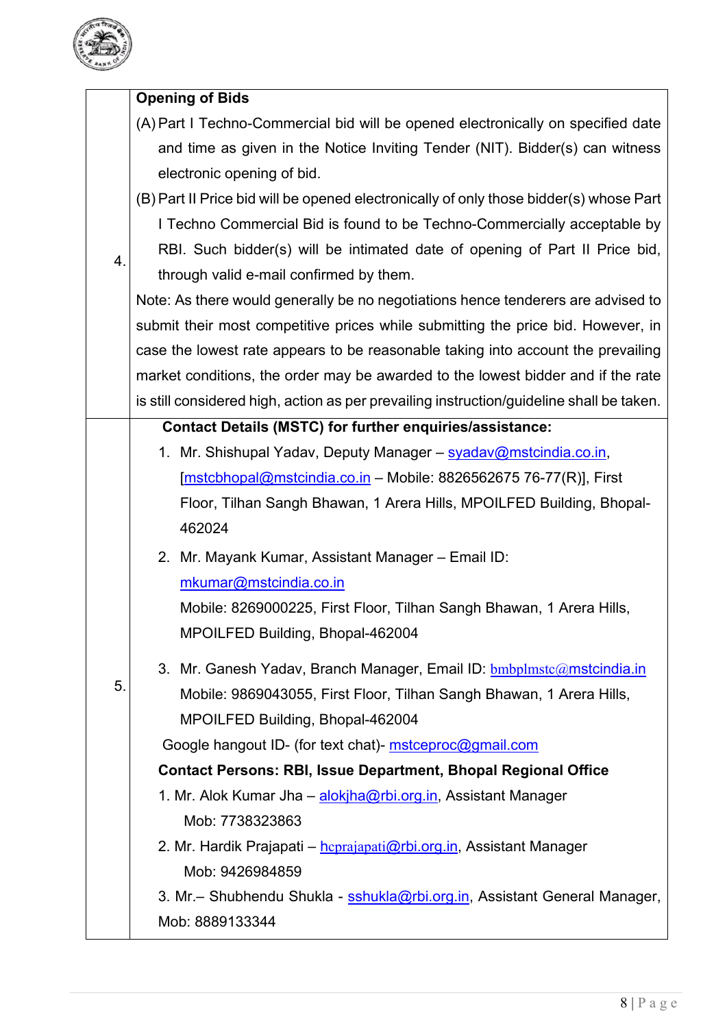| | |
|---|---|
| 4. | **Opening of Bids**<br>(A) Part I Techno-Commercial bid will be opened electronically on specified date and time as given in the Notice Inviting Tender (NIT). Bidder(s) can witness electronic opening of bid.<br>(B) Part II Price bid will be opened electronically of only those bidder(s) whose Part I Techno Commercial Bid is found to be Techno-Commercially acceptable by RBI. Such bidder(s) will be intimated date of opening of Part II Price bid, through valid e-mail confirmed by them.<br>Note: As there would generally be no negotiations hence tenderers are advised to submit their most competitive prices while submitting the price bid. However, in case the lowest rate appears to be reasonable taking into account the prevailing market conditions, the order may be awarded to the lowest bidder and if the rate is still considered high, action as per prevailing instruction/guideline shall be taken. |
| 5. | **Contact Details (MSTC) for further enquiries/assistance:**<br>1. Mr. Shishupal Yadav, Deputy Manager – syadav@mstcindia.co.in, [mstcbhopal@mstcindia.co.in – Mobile: 8826562675 76-77(R)], First Floor, Tilhan Sangh Bhawan, 1 Arera Hills, MPOILFED Building, Bhopal-462024<br>2. Mr. Mayank Kumar, Assistant Manager – Email ID: mkumar@mstcindia.co.in Mobile: 8269000225, First Floor, Tilhan Sangh Bhawan, 1 Arera Hills, MPOILFED Building, Bhopal-462004<br>3. Mr. Ganesh Yadav, Branch Manager, Email ID: bmbplmstc@mstcindia.in Mobile: 9869043055, First Floor, Tilhan Sangh Bhawan, 1 Arera Hills, MPOILFED Building, Bhopal-462004<br>Google hangout ID- (for text chat)- mstceproc@gmail.com<br>**Contact Persons: RBI, Issue Department, Bhopal Regional Office**<br>1. Mr. Alok Kumar Jha – alokjha@rbi.org.in, Assistant Manager Mob: 7738323863<br>2. Mr. Hardik Prajapati – hcprajapati@rbi.org.in, Assistant Manager Mob: 9426984859<br>3. Mr.– Shubhendu Shukla - sshukla@rbi.org.in, Assistant General Manager, Mob: 8889133344 |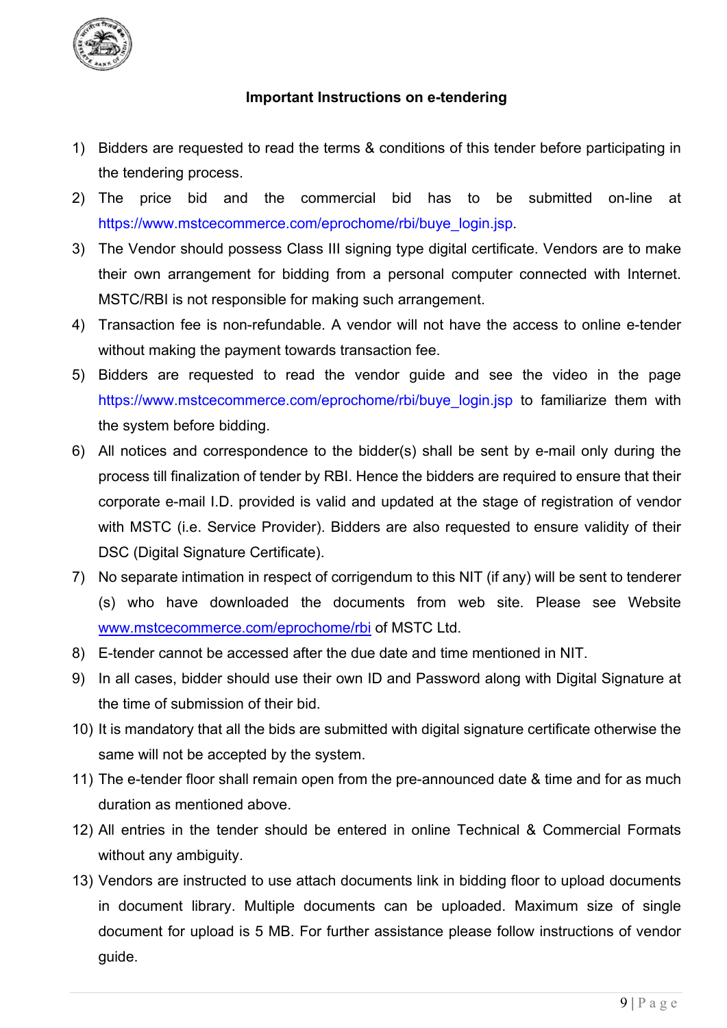**Important Instructions on e-tendering**

1) Bidders are requested to read the terms & conditions of this tender before participating in the tendering process.
2) The price bid and the commercial bid has to be submitted on-line at https://www.mstcecommerce.com/eprochome/rbi/buye_login.jsp.
3) The Vendor should possess Class III signing type digital certificate. Vendors are to make their own arrangement for bidding from a personal computer connected with Internet. MSTC/RBI is not responsible for making such arrangement.
4) Transaction fee is non-refundable. A vendor will not have the access to online e-tender without making the payment towards transaction fee.
5) Bidders are requested to read the vendor guide and see the video in the page https://www.mstcecommerce.com/eprochome/rbi/buye_login.jsp to familiarize them with the system before bidding.
6) All notices and correspondence to the bidder(s) shall be sent by e-mail only during the process till finalization of tender by RBI. Hence the bidders are required to ensure that their corporate e-mail I.D. provided is valid and updated at the stage of registration of vendor with MSTC (i.e. Service Provider). Bidders are also requested to ensure validity of their DSC (Digital Signature Certificate).
7) No separate intimation in respect of corrigendum to this NIT (if any) will be sent to tenderer (s) who have downloaded the documents from web site. Please see Website www.mstcecommerce.com/eprochome/rbi of MSTC Ltd.
8) E-tender cannot be accessed after the due date and time mentioned in NIT.
9) In all cases, bidder should use their own ID and Password along with Digital Signature at the time of submission of their bid.
10) It is mandatory that all the bids are submitted with digital signature certificate otherwise the same will not be accepted by the system.
11) The e-tender floor shall remain open from the pre-announced date & time and for as much duration as mentioned above.
12) All entries in the tender should be entered in online Technical & Commercial Formats without any ambiguity.
13) Vendors are instructed to use attach documents link in bidding floor to upload documents in document library. Multiple documents can be uploaded. Maximum size of single document for upload is 5 MB. For further assistance please follow instructions of vendor guide.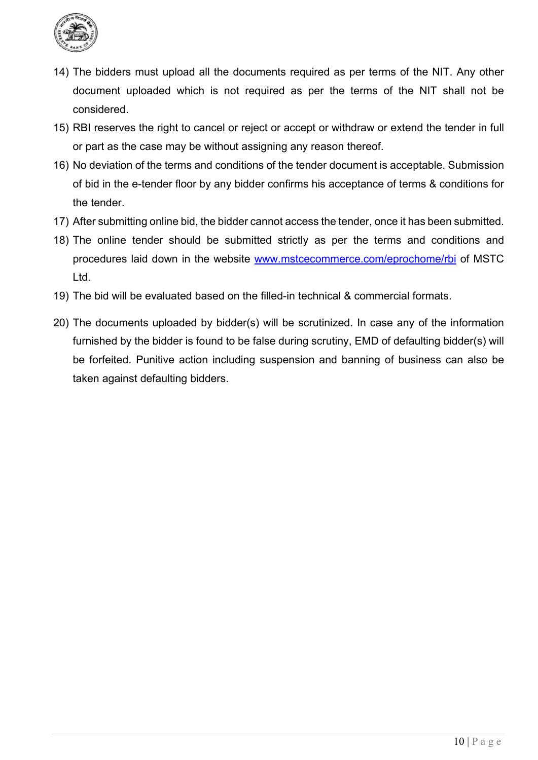14) The bidders must upload all the documents required as per terms of the NIT. Any other document uploaded which is not required as per the terms of the NIT shall not be considered.
15) RBI reserves the right to cancel or reject or accept or withdraw or extend the tender in full or part as the case may be without assigning any reason thereof.
16) No deviation of the terms and conditions of the tender document is acceptable. Submission of bid in the e-tender floor by any bidder confirms his acceptance of terms & conditions for the tender.
17) After submitting online bid, the bidder cannot access the tender, once it has been submitted.
18) The online tender should be submitted strictly as per the terms and conditions and procedures laid down in the website www.mstcecommerce.com/eprochome/rbi of MSTC Ltd.
19) The bid will be evaluated based on the filled-in technical & commercial formats.
20) The documents uploaded by bidder(s) will be scrutinized. In case any of the information furnished by the bidder is found to be false during scrutiny, EMD of defaulting bidder(s) will be forfeited. Punitive action including suspension and banning of business can also be taken against defaulting bidders.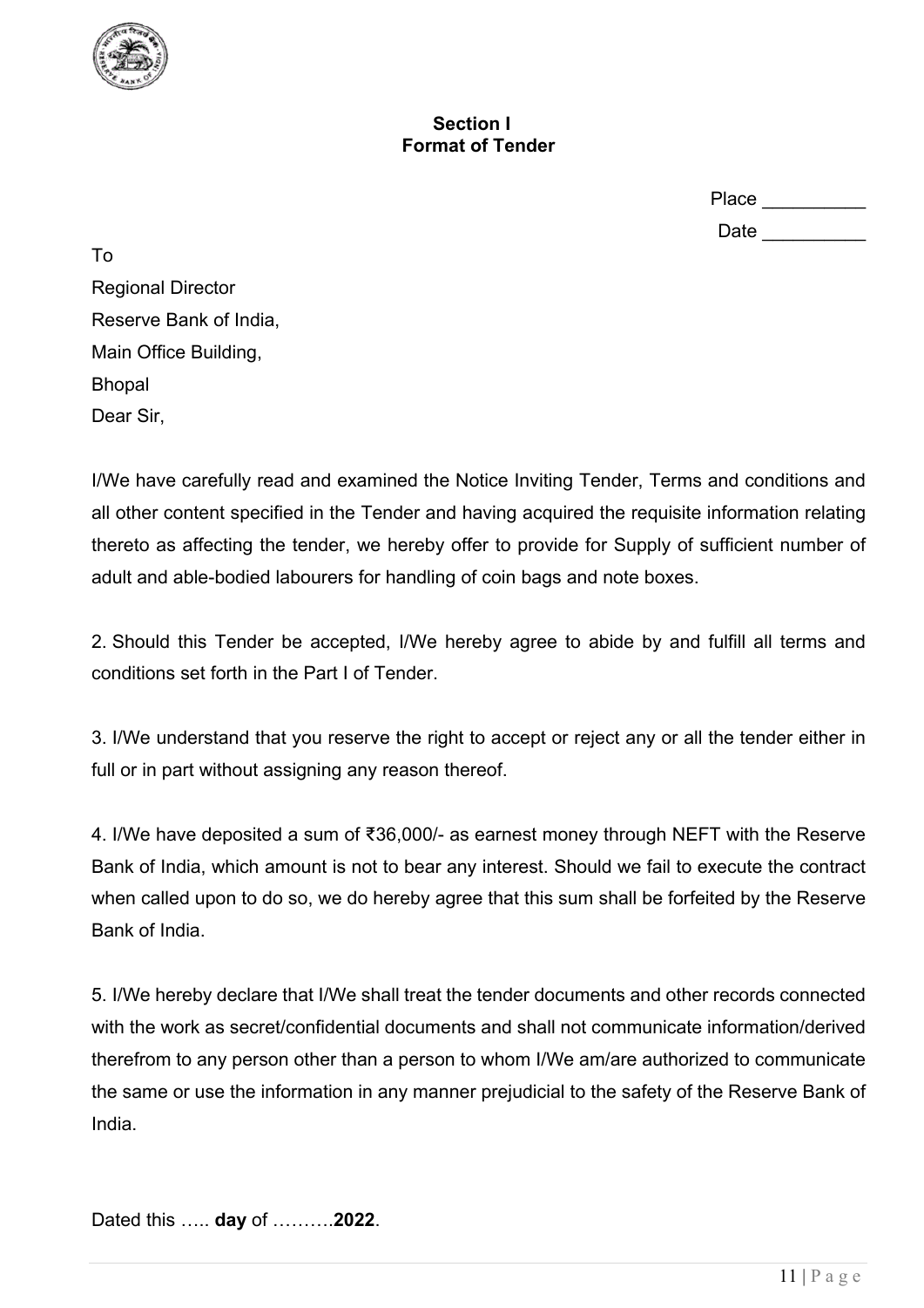**Section I**
**Format of Tender**

Place __________

Date __________

To

Regional Director

Reserve Bank of India,

Main Office Building,

Bhopal

Dear Sir,

I/We have carefully read and examined the Notice Inviting Tender, Terms and conditions and all other content specified in the Tender and having acquired the requisite information relating thereto as affecting the tender, we hereby offer to provide for Supply of sufficient number of adult and able-bodied labourers for handling of coin bags and note boxes.

2. Should this Tender be accepted, I/We hereby agree to abide by and fulfill all terms and conditions set forth in the Part I of Tender.

3. I/We understand that you reserve the right to accept or reject any or all the tender either in full or in part without assigning any reason thereof.

4. I/We have deposited a sum of ₹36,000/- as earnest money through NEFT with the Reserve Bank of India, which amount is not to bear any interest. Should we fail to execute the contract when called upon to do so, we do hereby agree that this sum shall be forfeited by the Reserve Bank of India.

5. I/We hereby declare that I/We shall treat the tender documents and other records connected with the work as secret/confidential documents and shall not communicate information/derived therefrom to any person other than a person to whom I/We am/are authorized to communicate the same or use the information in any manner prejudicial to the safety of the Reserve Bank of India.

Dated this ….. **day** of ……….**2022**.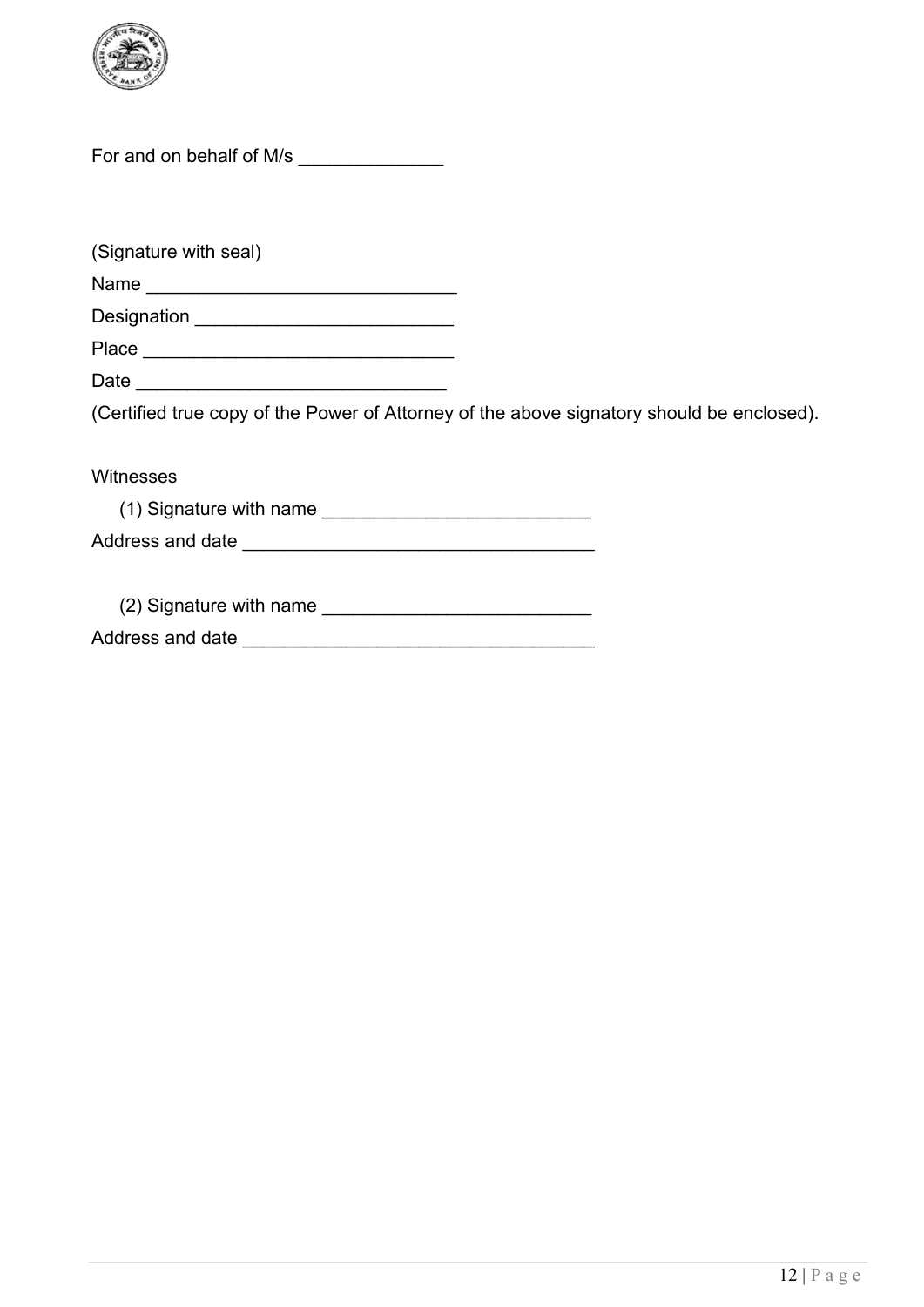For and on behalf of M/s ______________

(Signature with seal)

Name ______________________________

Designation _________________________

Place ______________________________

Date ______________________________

(Certified true copy of the Power of Attorney of the above signatory should be enclosed).

Witnesses

(1) Signature with name __________________________

Address and date __________________________________

(2) Signature with name __________________________

Address and date __________________________________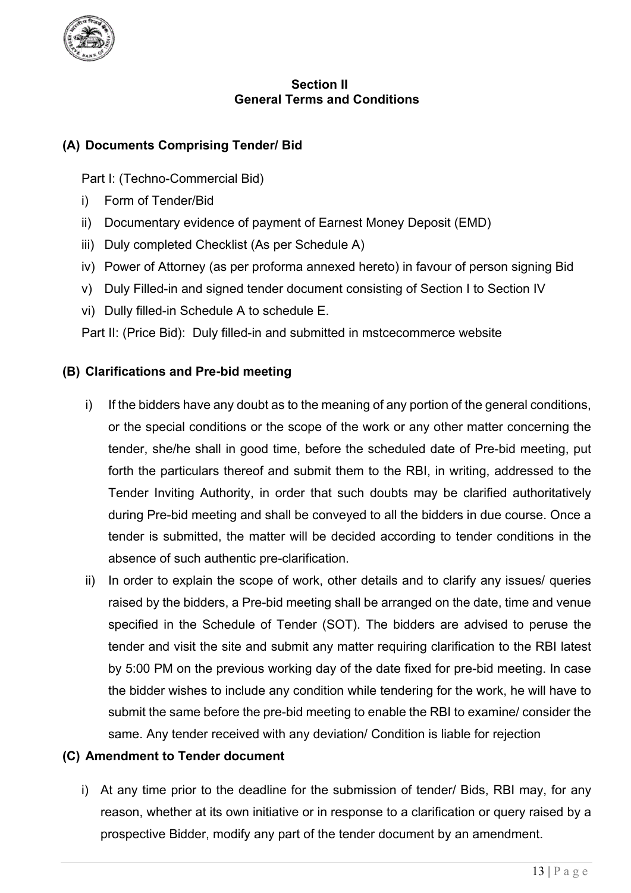## Section II
## General Terms and Conditions

### (A) Documents Comprising Tender/ Bid

Part I: (Techno-Commercial Bid)

i) Form of Tender/Bid
ii) Documentary evidence of payment of Earnest Money Deposit (EMD)
iii) Duly completed Checklist (As per Schedule A)
iv) Power of Attorney (as per proforma annexed hereto) in favour of person signing Bid
v) Duly Filled-in and signed tender document consisting of Section I to Section IV
vi) Dully filled-in Schedule A to schedule E.

Part II: (Price Bid): Duly filled-in and submitted in mstcecommerce website

### (B) Clarifications and Pre-bid meeting

i) If the bidders have any doubt as to the meaning of any portion of the general conditions, or the special conditions or the scope of the work or any other matter concerning the tender, she/he shall in good time, before the scheduled date of Pre-bid meeting, put forth the particulars thereof and submit them to the RBI, in writing, addressed to the Tender Inviting Authority, in order that such doubts may be clarified authoritatively during Pre-bid meeting and shall be conveyed to all the bidders in due course. Once a tender is submitted, the matter will be decided according to tender conditions in the absence of such authentic pre-clarification.

ii) In order to explain the scope of work, other details and to clarify any issues/ queries raised by the bidders, a Pre-bid meeting shall be arranged on the date, time and venue specified in the Schedule of Tender (SOT). The bidders are advised to peruse the tender and visit the site and submit any matter requiring clarification to the RBI latest by 5:00 PM on the previous working day of the date fixed for pre-bid meeting. In case the bidder wishes to include any condition while tendering for the work, he will have to submit the same before the pre-bid meeting to enable the RBI to examine/ consider the same. Any tender received with any deviation/ Condition is liable for rejection

### (C) Amendment to Tender document

i) At any time prior to the deadline for the submission of tender/ Bids, RBI may, for any reason, whether at its own initiative or in response to a clarification or query raised by a prospective Bidder, modify any part of the tender document by an amendment.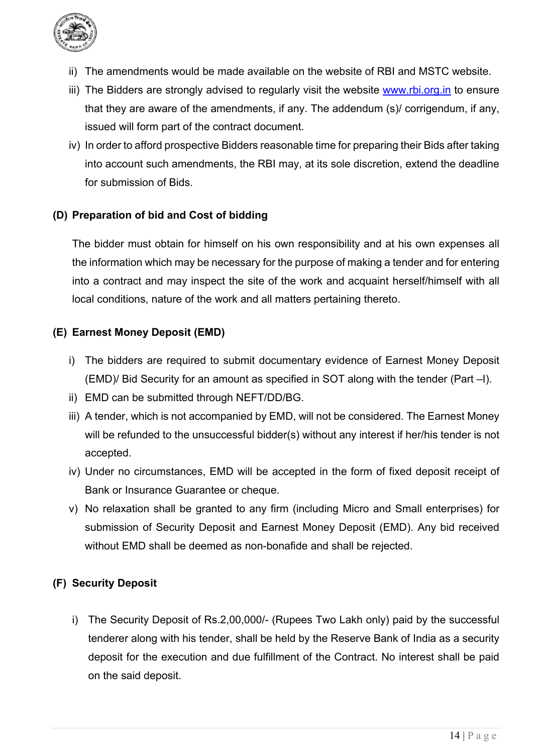ii) The amendments would be made available on the website of RBI and MSTC website.

iii) The Bidders are strongly advised to regularly visit the website [www.rbi.org.in](http://www.rbi.org.in) to ensure that they are aware of the amendments, if any. The addendum (s)/ corrigendum, if any, issued will form part of the contract document.

iv) In order to afford prospective Bidders reasonable time for preparing their Bids after taking into account such amendments, the RBI may, at its sole discretion, extend the deadline for submission of Bids.

**(D) Preparation of bid and Cost of bidding**

The bidder must obtain for himself on his own responsibility and at his own expenses all the information which may be necessary for the purpose of making a tender and for entering into a contract and may inspect the site of the work and acquaint herself/himself with all local conditions, nature of the work and all matters pertaining thereto.

**(E) Earnest Money Deposit (EMD)**

i) The bidders are required to submit documentary evidence of Earnest Money Deposit (EMD)/ Bid Security for an amount as specified in SOT along with the tender (Part –I).

ii) EMD can be submitted through NEFT/DD/BG.

iii) A tender, which is not accompanied by EMD, will not be considered. The Earnest Money will be refunded to the unsuccessful bidder(s) without any interest if her/his tender is not accepted.

iv) Under no circumstances, EMD will be accepted in the form of fixed deposit receipt of Bank or Insurance Guarantee or cheque.

v) No relaxation shall be granted to any firm (including Micro and Small enterprises) for submission of Security Deposit and Earnest Money Deposit (EMD). Any bid received without EMD shall be deemed as non-bonafide and shall be rejected.

**(F) Security Deposit**

i) The Security Deposit of Rs.2,00,000/- (Rupees Two Lakh only) paid by the successful tenderer along with his tender, shall be held by the Reserve Bank of India as a security deposit for the execution and due fulfillment of the Contract. No interest shall be paid on the said deposit.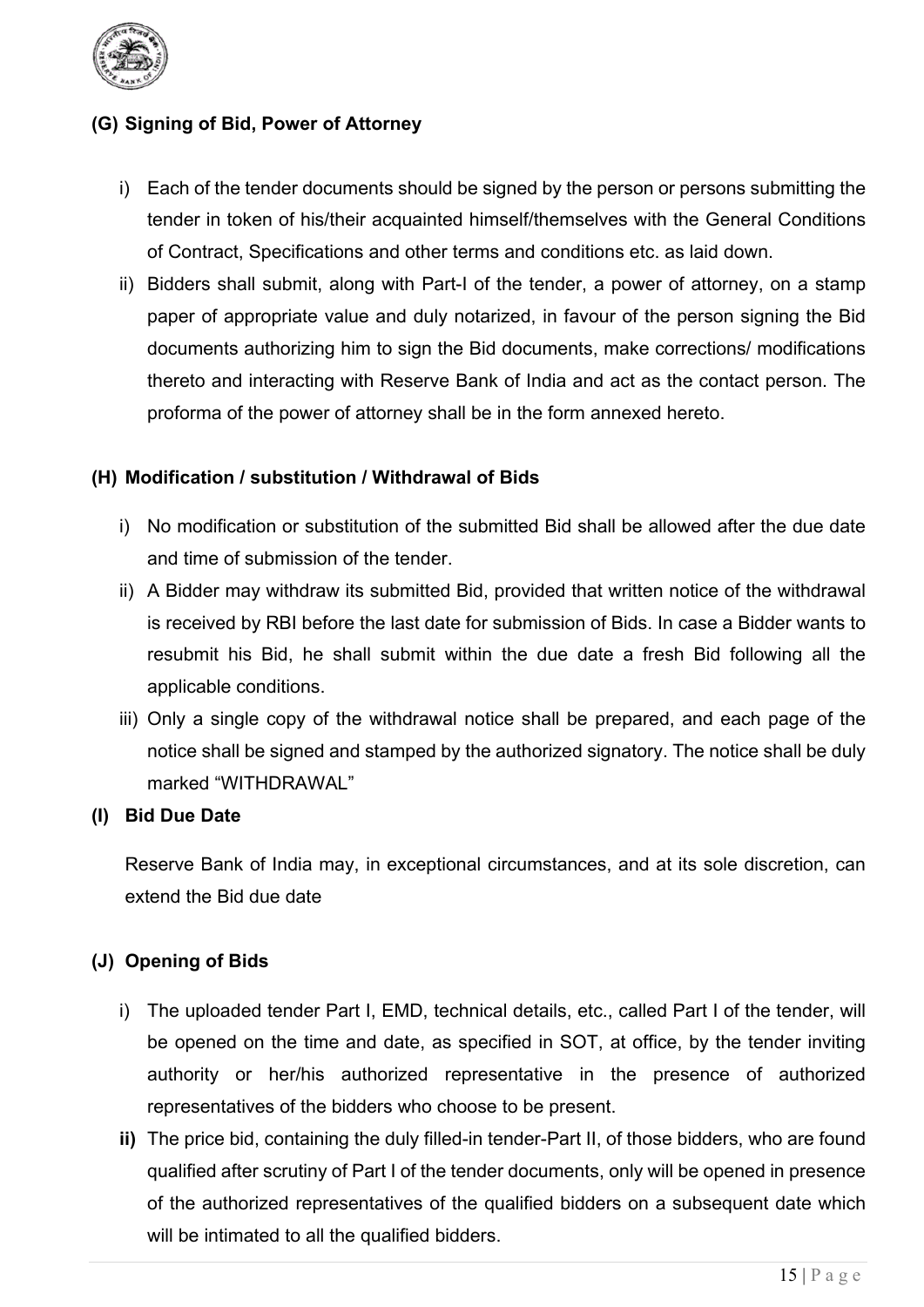### (G) Signing of Bid, Power of Attorney

i) Each of the tender documents should be signed by the person or persons submitting the tender in token of his/their acquainted himself/themselves with the General Conditions of Contract, Specifications and other terms and conditions etc. as laid down.

ii) Bidders shall submit, along with Part-I of the tender, a power of attorney, on a stamp paper of appropriate value and duly notarized, in favour of the person signing the Bid documents authorizing him to sign the Bid documents, make corrections/ modifications thereto and interacting with Reserve Bank of India and act as the contact person. The proforma of the power of attorney shall be in the form annexed hereto.

### (H) Modification / substitution / Withdrawal of Bids

i) No modification or substitution of the submitted Bid shall be allowed after the due date and time of submission of the tender.

ii) A Bidder may withdraw its submitted Bid, provided that written notice of the withdrawal is received by RBI before the last date for submission of Bids. In case a Bidder wants to resubmit his Bid, he shall submit within the due date a fresh Bid following all the applicable conditions.

iii) Only a single copy of the withdrawal notice shall be prepared, and each page of the notice shall be signed and stamped by the authorized signatory. The notice shall be duly marked "WITHDRAWAL"

### (I) Bid Due Date

Reserve Bank of India may, in exceptional circumstances, and at its sole discretion, can extend the Bid due date

### (J) Opening of Bids

i) The uploaded tender Part I, EMD, technical details, etc., called Part I of the tender, will be opened on the time and date, as specified in SOT, at office, by the tender inviting authority or her/his authorized representative in the presence of authorized representatives of the bidders who choose to be present.

**ii)** The price bid, containing the duly filled-in tender-Part II, of those bidders, who are found qualified after scrutiny of Part I of the tender documents, only will be opened in presence of the authorized representatives of the qualified bidders on a subsequent date which will be intimated to all the qualified bidders.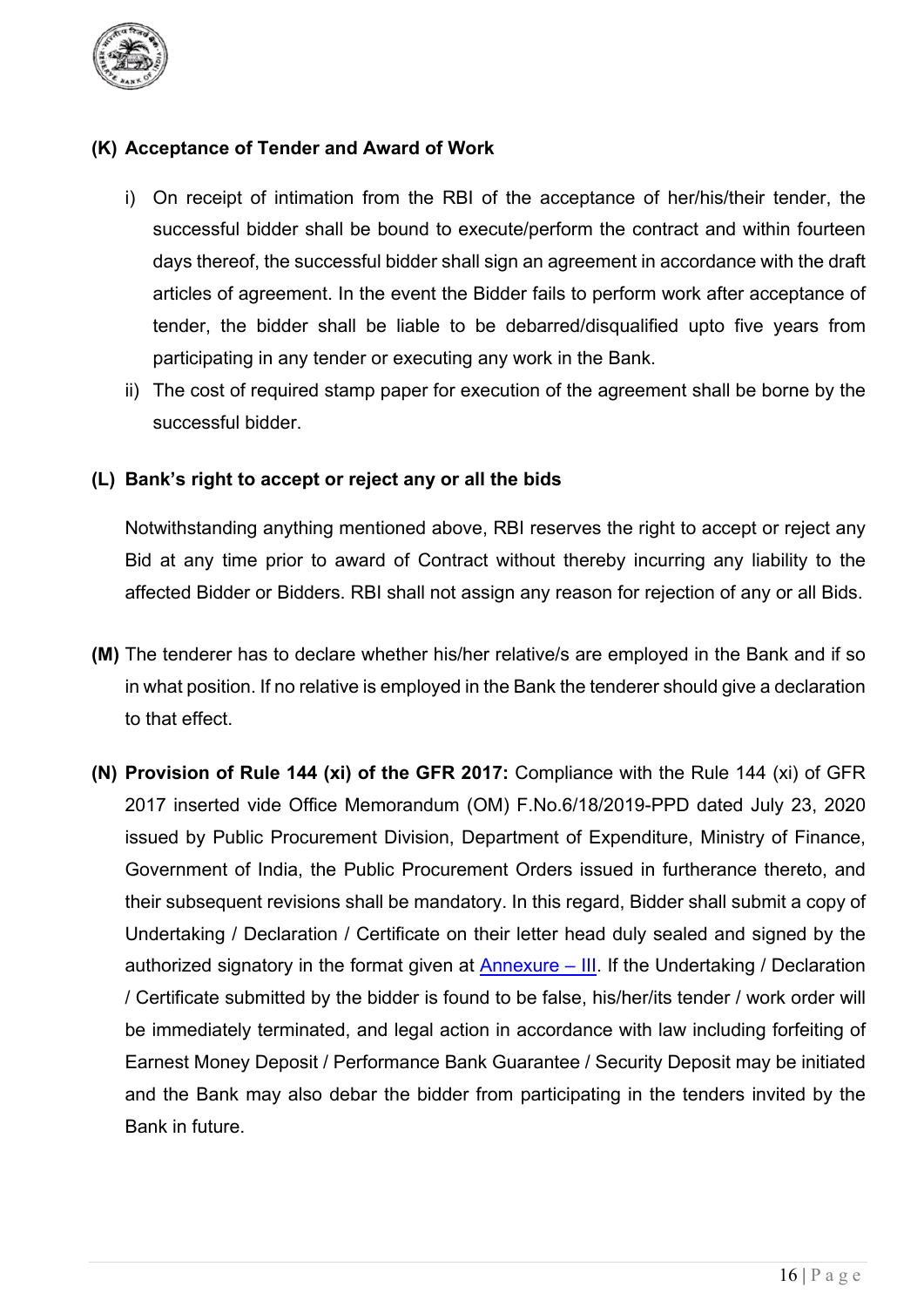**(K) Acceptance of Tender and Award of Work**

i) On receipt of intimation from the RBI of the acceptance of her/his/their tender, the successful bidder shall be bound to execute/perform the contract and within fourteen days thereof, the successful bidder shall sign an agreement in accordance with the draft articles of agreement. In the event the Bidder fails to perform work after acceptance of tender, the bidder shall be liable to be debarred/disqualified upto five years from participating in any tender or executing any work in the Bank.

ii) The cost of required stamp paper for execution of the agreement shall be borne by the successful bidder.

**(L) Bank's right to accept or reject any or all the bids**

Notwithstanding anything mentioned above, RBI reserves the right to accept or reject any Bid at any time prior to award of Contract without thereby incurring any liability to the affected Bidder or Bidders. RBI shall not assign any reason for rejection of any or all Bids.

**(M)** The tenderer has to declare whether his/her relative/s are employed in the Bank and if so in what position. If no relative is employed in the Bank the tenderer should give a declaration to that effect.

**(N) Provision of Rule 144 (xi) of the GFR 2017:** Compliance with the Rule 144 (xi) of GFR 2017 inserted vide Office Memorandum (OM) F.No.6/18/2019-PPD dated July 23, 2020 issued by Public Procurement Division, Department of Expenditure, Ministry of Finance, Government of India, the Public Procurement Orders issued in furtherance thereto, and their subsequent revisions shall be mandatory. In this regard, Bidder shall submit a copy of Undertaking / Declaration / Certificate on their letter head duly sealed and signed by the authorized signatory in the format given at Annexure – III. If the Undertaking / Declaration / Certificate submitted by the bidder is found to be false, his/her/its tender / work order will be immediately terminated, and legal action in accordance with law including forfeiting of Earnest Money Deposit / Performance Bank Guarantee / Security Deposit may be initiated and the Bank may also debar the bidder from participating in the tenders invited by the Bank in future.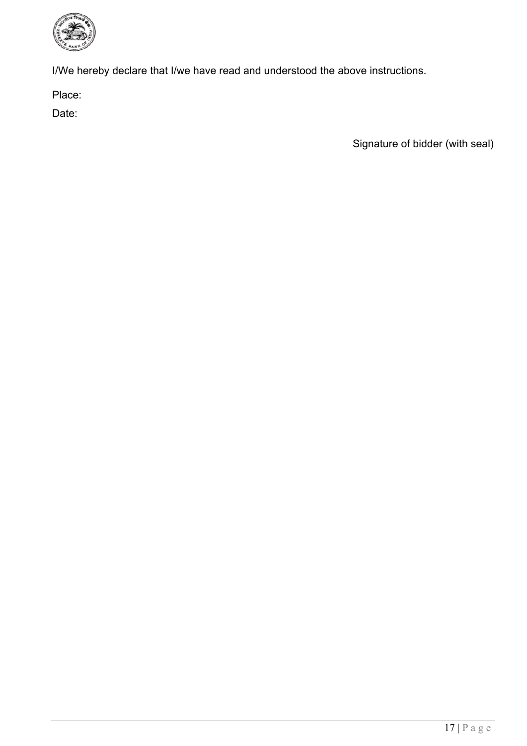I/We hereby declare that I/we have read and understood the above instructions.

Place:

Date:

Signature of bidder (with seal)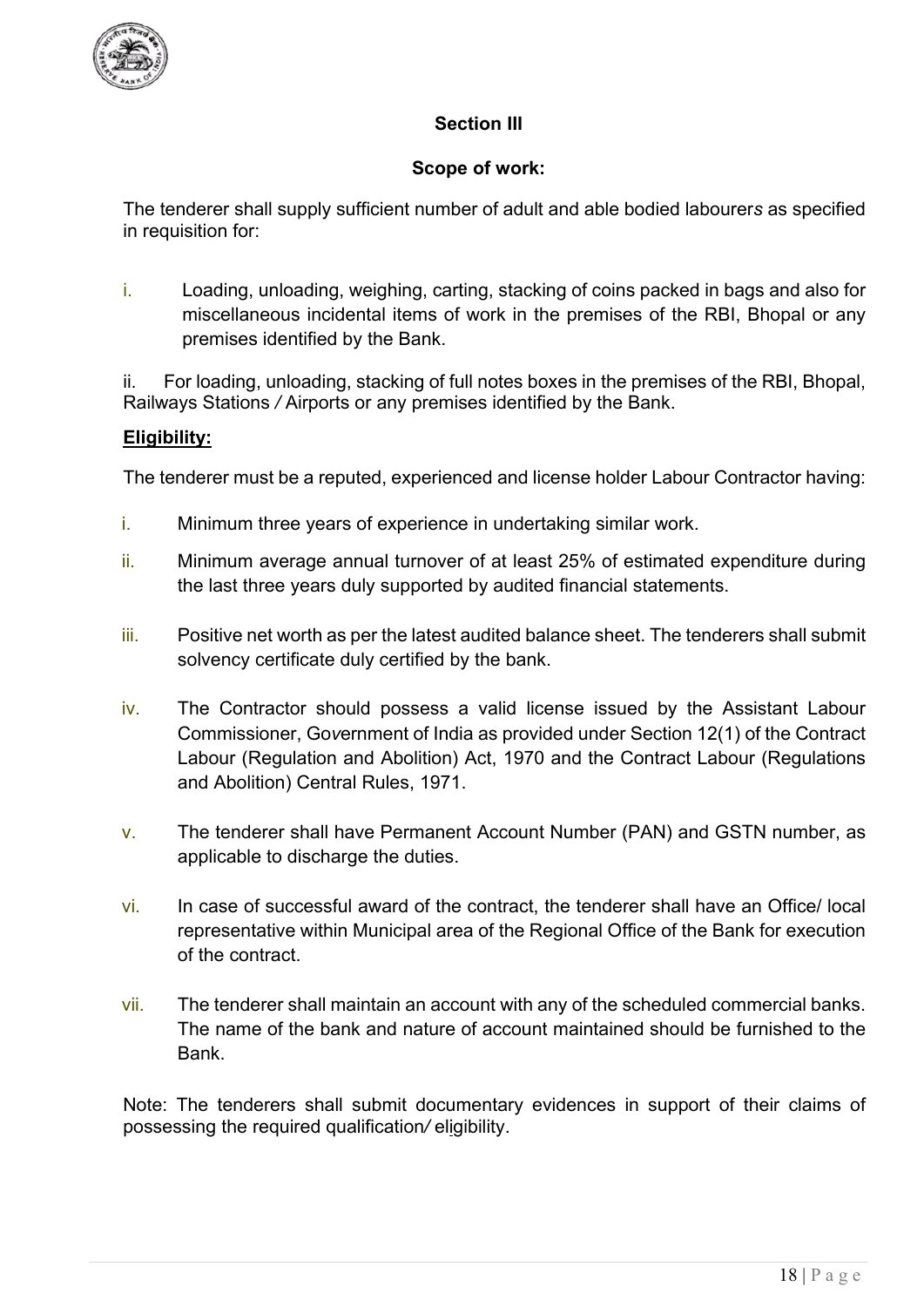## Section III

### Scope of work:

The tenderer shall supply sufficient number of adult and able bodied labourers as specified in requisition for:

i. Loading, unloading, weighing, carting, stacking of coins packed in bags and also for miscellaneous incidental items of work in the premises of the RBI, Bhopal or any premises identified by the Bank.

ii. For loading, unloading, stacking of full notes boxes in the premises of the RBI, Bhopal, Railways Stations / Airports or any premises identified by the Bank.

**Eligibility:**

The tenderer must be a reputed, experienced and license holder Labour Contractor having:

i. Minimum three years of experience in undertaking similar work.

ii. Minimum average annual turnover of at least 25% of estimated expenditure during the last three years duly supported by audited financial statements.

iii. Positive net worth as per the latest audited balance sheet. The tenderers shall submit solvency certificate duly certified by the bank.

iv. The Contractor should possess a valid license issued by the Assistant Labour Commissioner, Government of India as provided under Section 12(1) of the Contract Labour (Regulation and Abolition) Act, 1970 and the Contract Labour (Regulations and Abolition) Central Rules, 1971.

v. The tenderer shall have Permanent Account Number (PAN) and GSTN number, as applicable to discharge the duties.

vi. In case of successful award of the contract, the tenderer shall have an Office/ local representative within Municipal area of the Regional Office of the Bank for execution of the contract.

vii. The tenderer shall maintain an account with any of the scheduled commercial banks. The name of the bank and nature of account maintained should be furnished to the Bank.

Note: The tenderers shall submit documentary evidences in support of their claims of possessing the required qualification/ eligibility.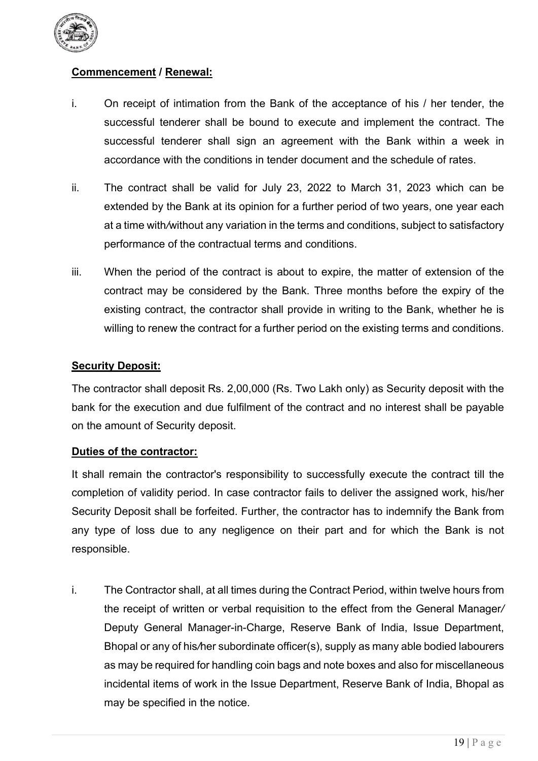**Commencement / Renewal:**

i. On receipt of intimation from the Bank of the acceptance of his / her tender, the successful tenderer shall be bound to execute and implement the contract. The successful tenderer shall sign an agreement with the Bank within a week in accordance with the conditions in tender document and the schedule of rates.

ii. The contract shall be valid for July 23, 2022 to March 31, 2023 which can be extended by the Bank at its opinion for a further period of two years, one year each at a time with/without any variation in the terms and conditions, subject to satisfactory performance of the contractual terms and conditions.

iii. When the period of the contract is about to expire, the matter of extension of the contract may be considered by the Bank. Three months before the expiry of the existing contract, the contractor shall provide in writing to the Bank, whether he is willing to renew the contract for a further period on the existing terms and conditions.

**Security Deposit:**

The contractor shall deposit Rs. 2,00,000 (Rs. Two Lakh only) as Security deposit with the bank for the execution and due fulfilment of the contract and no interest shall be payable on the amount of Security deposit.

**Duties of the contractor:**

It shall remain the contractor's responsibility to successfully execute the contract till the completion of validity period. In case contractor fails to deliver the assigned work, his/her Security Deposit shall be forfeited. Further, the contractor has to indemnify the Bank from any type of loss due to any negligence on their part and for which the Bank is not responsible.

i. The Contractor shall, at all times during the Contract Period, within twelve hours from the receipt of written or verbal requisition to the effect from the General Manager/ Deputy General Manager-in-Charge, Reserve Bank of India, Issue Department, Bhopal or any of his/her subordinate officer(s), supply as many able bodied labourers as may be required for handling coin bags and note boxes and also for miscellaneous incidental items of work in the Issue Department, Reserve Bank of India, Bhopal as may be specified in the notice.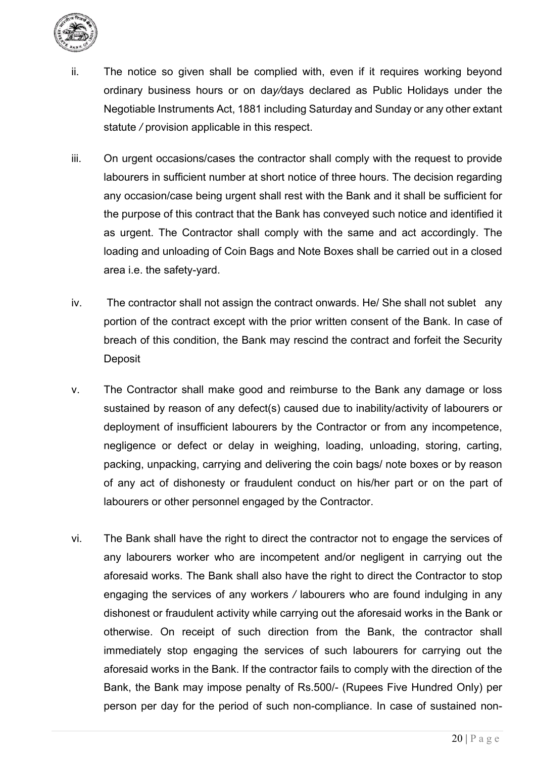ii. The notice so given shall be complied with, even if it requires working beyond ordinary business hours or on day/days declared as Public Holidays under the Negotiable Instruments Act, 1881 including Saturday and Sunday or any other extant statute / provision applicable in this respect.

iii. On urgent occasions/cases the contractor shall comply with the request to provide labourers in sufficient number at short notice of three hours. The decision regarding any occasion/case being urgent shall rest with the Bank and it shall be sufficient for the purpose of this contract that the Bank has conveyed such notice and identified it as urgent. The Contractor shall comply with the same and act accordingly. The loading and unloading of Coin Bags and Note Boxes shall be carried out in a closed area i.e. the safety-yard.

iv. The contractor shall not assign the contract onwards. He/ She shall not sublet any portion of the contract except with the prior written consent of the Bank. In case of breach of this condition, the Bank may rescind the contract and forfeit the Security Deposit

v. The Contractor shall make good and reimburse to the Bank any damage or loss sustained by reason of any defect(s) caused due to inability/activity of labourers or deployment of insufficient labourers by the Contractor or from any incompetence, negligence or defect or delay in weighing, loading, unloading, storing, carting, packing, unpacking, carrying and delivering the coin bags/ note boxes or by reason of any act of dishonesty or fraudulent conduct on his/her part or on the part of labourers or other personnel engaged by the Contractor.

vi. The Bank shall have the right to direct the contractor not to engage the services of any labourers worker who are incompetent and/or negligent in carrying out the aforesaid works. The Bank shall also have the right to direct the Contractor to stop engaging the services of any workers / labourers who are found indulging in any dishonest or fraudulent activity while carrying out the aforesaid works in the Bank or otherwise. On receipt of such direction from the Bank, the contractor shall immediately stop engaging the services of such labourers for carrying out the aforesaid works in the Bank. If the contractor fails to comply with the direction of the Bank, the Bank may impose penalty of Rs.500/- (Rupees Five Hundred Only) per person per day for the period of such non-compliance. In case of sustained non-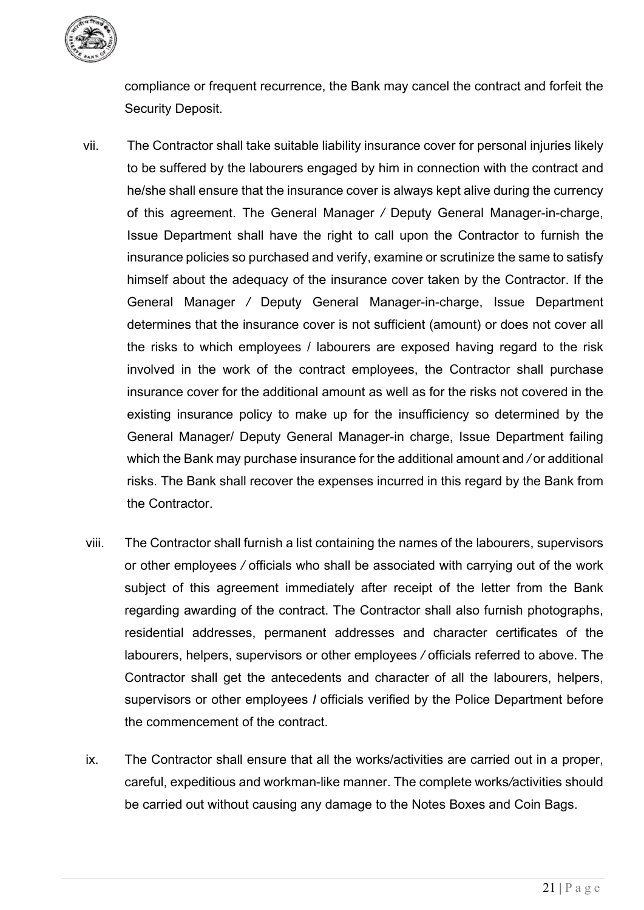compliance or frequent recurrence, the Bank may cancel the contract and forfeit the Security Deposit.

vii. The Contractor shall take suitable liability insurance cover for personal injuries likely to be suffered by the labourers engaged by him in connection with the contract and he/she shall ensure that the insurance cover is always kept alive during the currency of this agreement. The General Manager / Deputy General Manager-in-charge, Issue Department shall have the right to call upon the Contractor to furnish the insurance policies so purchased and verify, examine or scrutinize the same to satisfy himself about the adequacy of the insurance cover taken by the Contractor. If the General Manager / Deputy General Manager-in-charge, Issue Department determines that the insurance cover is not sufficient (amount) or does not cover all the risks to which employees / labourers are exposed having regard to the risk involved in the work of the contract employees, the Contractor shall purchase insurance cover for the additional amount as well as for the risks not covered in the existing insurance policy to make up for the insufficiency so determined by the General Manager/ Deputy General Manager-in charge, Issue Department failing which the Bank may purchase insurance for the additional amount and / or additional risks. The Bank shall recover the expenses incurred in this regard by the Bank from the Contractor.

viii. The Contractor shall furnish a list containing the names of the labourers, supervisors or other employees / officials who shall be associated with carrying out of the work subject of this agreement immediately after receipt of the letter from the Bank regarding awarding of the contract. The Contractor shall also furnish photographs, residential addresses, permanent addresses and character certificates of the labourers, helpers, supervisors or other employees / officials referred to above. The Contractor shall get the antecedents and character of all the labourers, helpers, supervisors or other employees / officials verified by the Police Department before the commencement of the contract.

ix. The Contractor shall ensure that all the works/activities are carried out in a proper, careful, expeditious and workman-like manner. The complete works/activities should be carried out without causing any damage to the Notes Boxes and Coin Bags.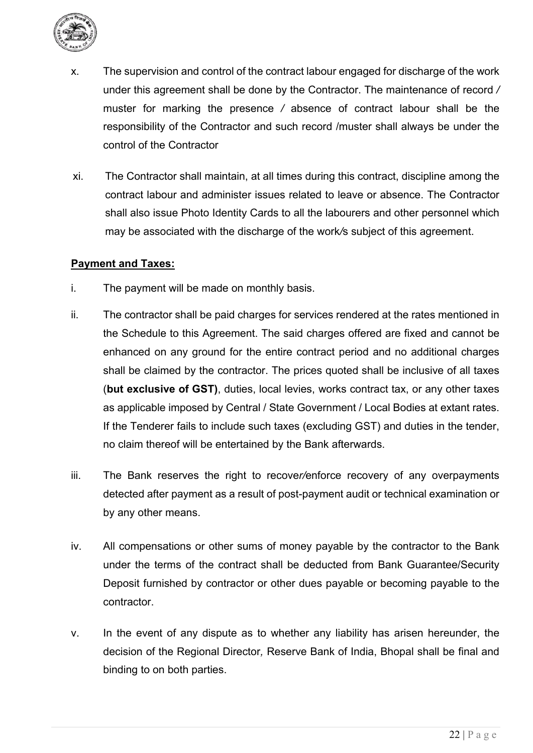x. The supervision and control of the contract labour engaged for discharge of the work under this agreement shall be done by the Contractor. The maintenance of record / muster for marking the presence / absence of contract labour shall be the responsibility of the Contractor and such record /muster shall always be under the control of the Contractor

xi. The Contractor shall maintain, at all times during this contract, discipline among the contract labour and administer issues related to leave or absence. The Contractor shall also issue Photo Identity Cards to all the labourers and other personnel which may be associated with the discharge of the work/s subject of this agreement.

**Payment and Taxes:**

i. The payment will be made on monthly basis.

ii. The contractor shall be paid charges for services rendered at the rates mentioned in the Schedule to this Agreement. The said charges offered are fixed and cannot be enhanced on any ground for the entire contract period and no additional charges shall be claimed by the contractor. The prices quoted shall be inclusive of all taxes (**but exclusive of GST)**, duties, local levies, works contract tax, or any other taxes as applicable imposed by Central / State Government / Local Bodies at extant rates. If the Tenderer fails to include such taxes (excluding GST) and duties in the tender, no claim thereof will be entertained by the Bank afterwards.

iii. The Bank reserves the right to recover/enforce recovery of any overpayments detected after payment as a result of post-payment audit or technical examination or by any other means.

iv. All compensations or other sums of money payable by the contractor to the Bank under the terms of the contract shall be deducted from Bank Guarantee/Security Deposit furnished by contractor or other dues payable or becoming payable to the contractor.

v. In the event of any dispute as to whether any liability has arisen hereunder, the decision of the Regional Director, Reserve Bank of India, Bhopal shall be final and binding to on both parties.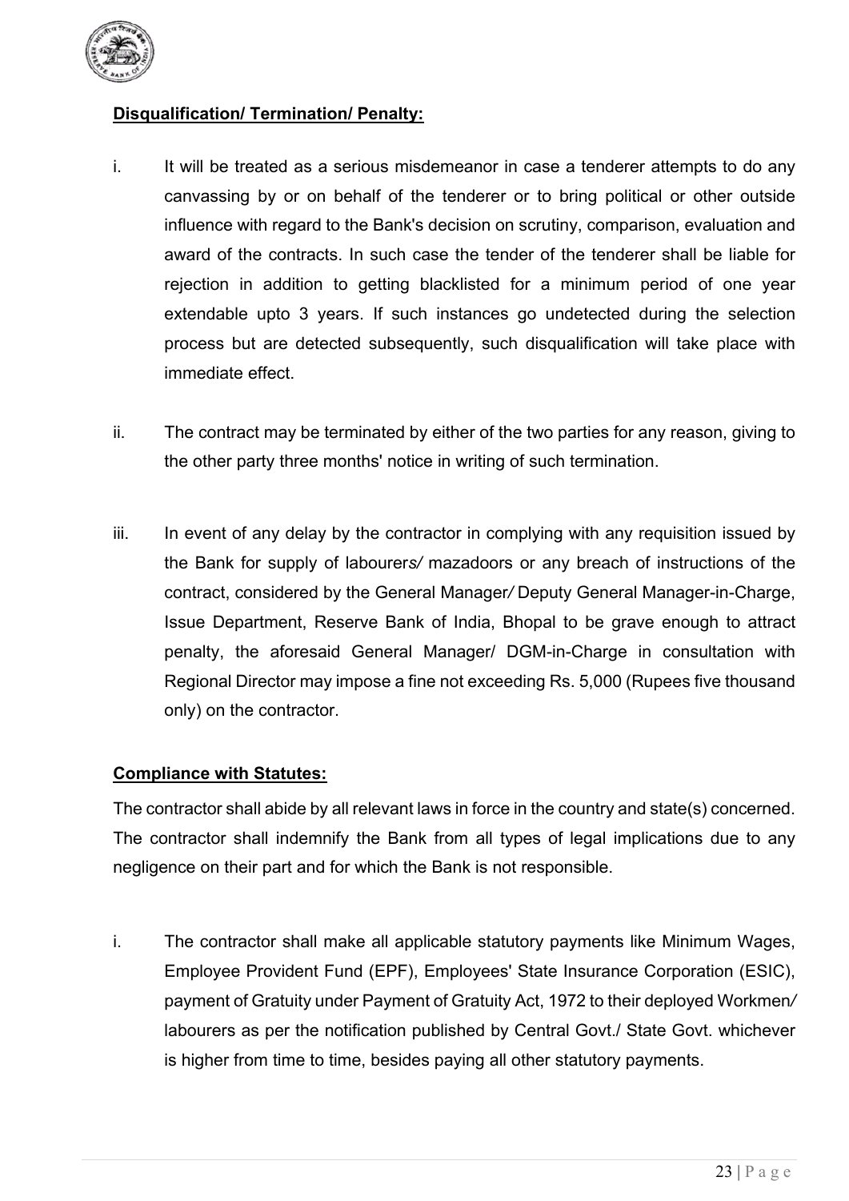**Disqualification/ Termination/ Penalty:**

i. It will be treated as a serious misdemeanor in case a tenderer attempts to do any canvassing by or on behalf of the tenderer or to bring political or other outside influence with regard to the Bank's decision on scrutiny, comparison, evaluation and award of the contracts. In such case the tender of the tenderer shall be liable for rejection in addition to getting blacklisted for a minimum period of one year extendable upto 3 years. If such instances go undetected during the selection process but are detected subsequently, such disqualification will take place with immediate effect.

ii. The contract may be terminated by either of the two parties for any reason, giving to the other party three months' notice in writing of such termination.

iii. In event of any delay by the contractor in complying with any requisition issued by the Bank for supply of labourers/ mazadoors or any breach of instructions of the contract, considered by the General Manager/ Deputy General Manager-in-Charge, Issue Department, Reserve Bank of India, Bhopal to be grave enough to attract penalty, the aforesaid General Manager/ DGM-in-Charge in consultation with Regional Director may impose a fine not exceeding Rs. 5,000 (Rupees five thousand only) on the contractor.

**Compliance with Statutes:**

The contractor shall abide by all relevant laws in force in the country and state(s) concerned. The contractor shall indemnify the Bank from all types of legal implications due to any negligence on their part and for which the Bank is not responsible.

i. The contractor shall make all applicable statutory payments like Minimum Wages, Employee Provident Fund (EPF), Employees' State Insurance Corporation (ESIC), payment of Gratuity under Payment of Gratuity Act, 1972 to their deployed Workmen/ labourers as per the notification published by Central Govt./ State Govt. whichever is higher from time to time, besides paying all other statutory payments.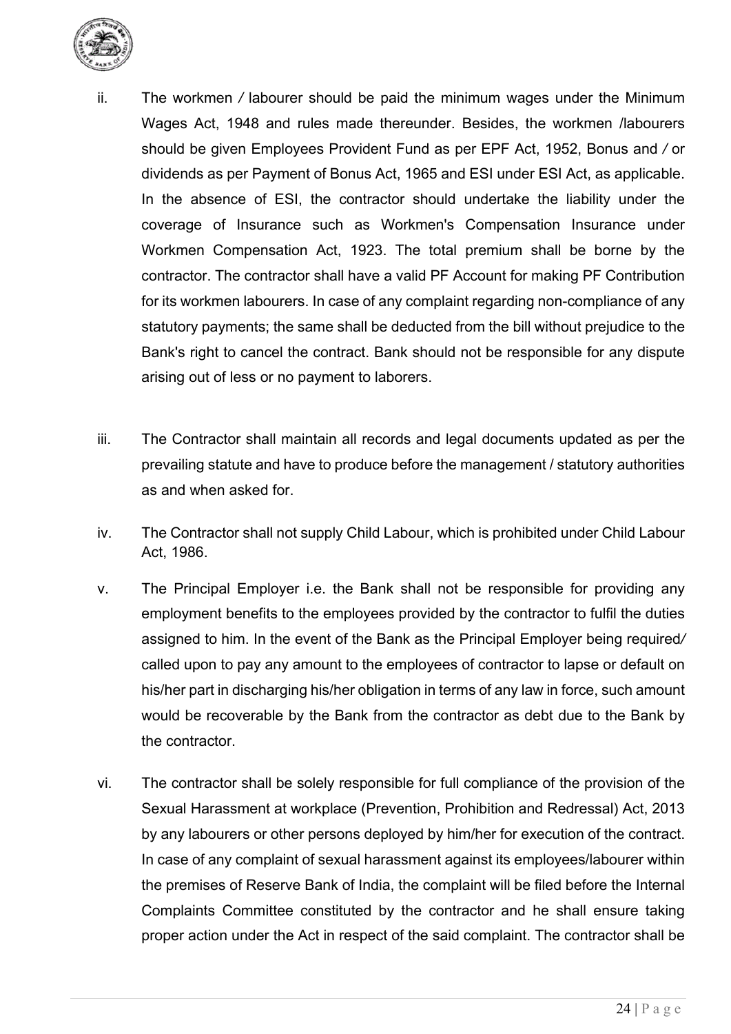ii. The workmen / labourer should be paid the minimum wages under the Minimum Wages Act, 1948 and rules made thereunder. Besides, the workmen /labourers should be given Employees Provident Fund as per EPF Act, 1952, Bonus and / or dividends as per Payment of Bonus Act, 1965 and ESI under ESI Act, as applicable. In the absence of ESI, the contractor should undertake the liability under the coverage of Insurance such as Workmen's Compensation Insurance under Workmen Compensation Act, 1923. The total premium shall be borne by the contractor. The contractor shall have a valid PF Account for making PF Contribution for its workmen labourers. In case of any complaint regarding non-compliance of any statutory payments; the same shall be deducted from the bill without prejudice to the Bank's right to cancel the contract. Bank should not be responsible for any dispute arising out of less or no payment to laborers.

iii. The Contractor shall maintain all records and legal documents updated as per the prevailing statute and have to produce before the management / statutory authorities as and when asked for.

iv. The Contractor shall not supply Child Labour, which is prohibited under Child Labour Act, 1986.

v. The Principal Employer i.e. the Bank shall not be responsible for providing any employment benefits to the employees provided by the contractor to fulfil the duties assigned to him. In the event of the Bank as the Principal Employer being required/ called upon to pay any amount to the employees of contractor to lapse or default on his/her part in discharging his/her obligation in terms of any law in force, such amount would be recoverable by the Bank from the contractor as debt due to the Bank by the contractor.

vi. The contractor shall be solely responsible for full compliance of the provision of the Sexual Harassment at workplace (Prevention, Prohibition and Redressal) Act, 2013 by any labourers or other persons deployed by him/her for execution of the contract. In case of any complaint of sexual harassment against its employees/labourer within the premises of Reserve Bank of India, the complaint will be filed before the Internal Complaints Committee constituted by the contractor and he shall ensure taking proper action under the Act in respect of the said complaint. The contractor shall be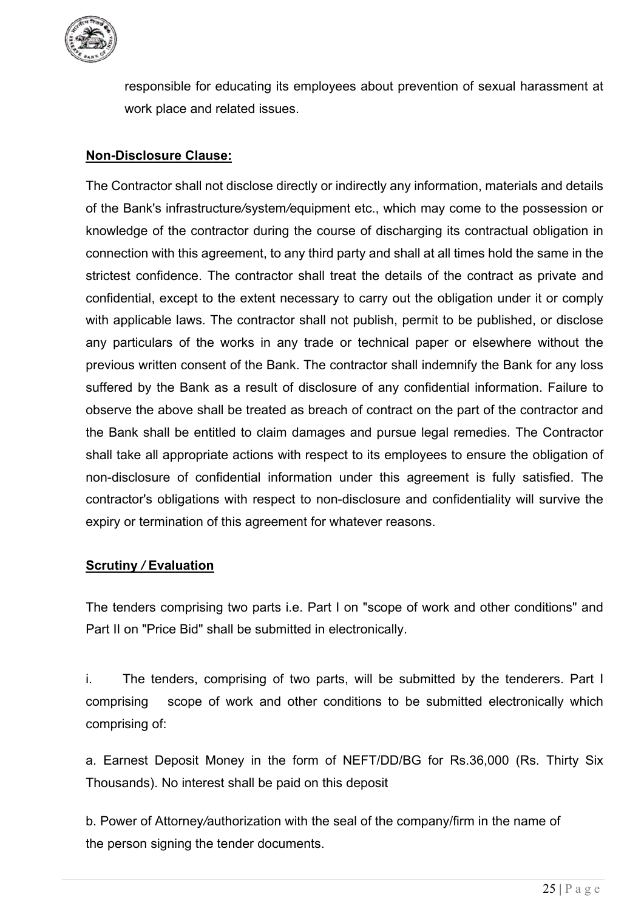responsible for educating its employees about prevention of sexual harassment at work place and related issues.

**Non-Disclosure Clause:**

The Contractor shall not disclose directly or indirectly any information, materials and details of the Bank's infrastructure/system/equipment etc., which may come to the possession or knowledge of the contractor during the course of discharging its contractual obligation in connection with this agreement, to any third party and shall at all times hold the same in the strictest confidence. The contractor shall treat the details of the contract as private and confidential, except to the extent necessary to carry out the obligation under it or comply with applicable laws. The contractor shall not publish, permit to be published, or disclose any particulars of the works in any trade or technical paper or elsewhere without the previous written consent of the Bank. The contractor shall indemnify the Bank for any loss suffered by the Bank as a result of disclosure of any confidential information. Failure to observe the above shall be treated as breach of contract on the part of the contractor and the Bank shall be entitled to claim damages and pursue legal remedies. The Contractor shall take all appropriate actions with respect to its employees to ensure the obligation of non-disclosure of confidential information under this agreement is fully satisfied. The contractor's obligations with respect to non-disclosure and confidentiality will survive the expiry or termination of this agreement for whatever reasons.

**Scrutiny / Evaluation**

The tenders comprising two parts i.e. Part I on "scope of work and other conditions" and Part II on "Price Bid" shall be submitted in electronically.

i. The tenders, comprising of two parts, will be submitted by the tenderers. Part I comprising scope of work and other conditions to be submitted electronically which comprising of:

a. Earnest Deposit Money in the form of NEFT/DD/BG for Rs.36,000 (Rs. Thirty Six Thousands). No interest shall be paid on this deposit

b. Power of Attorney/authorization with the seal of the company/firm in the name of the person signing the tender documents.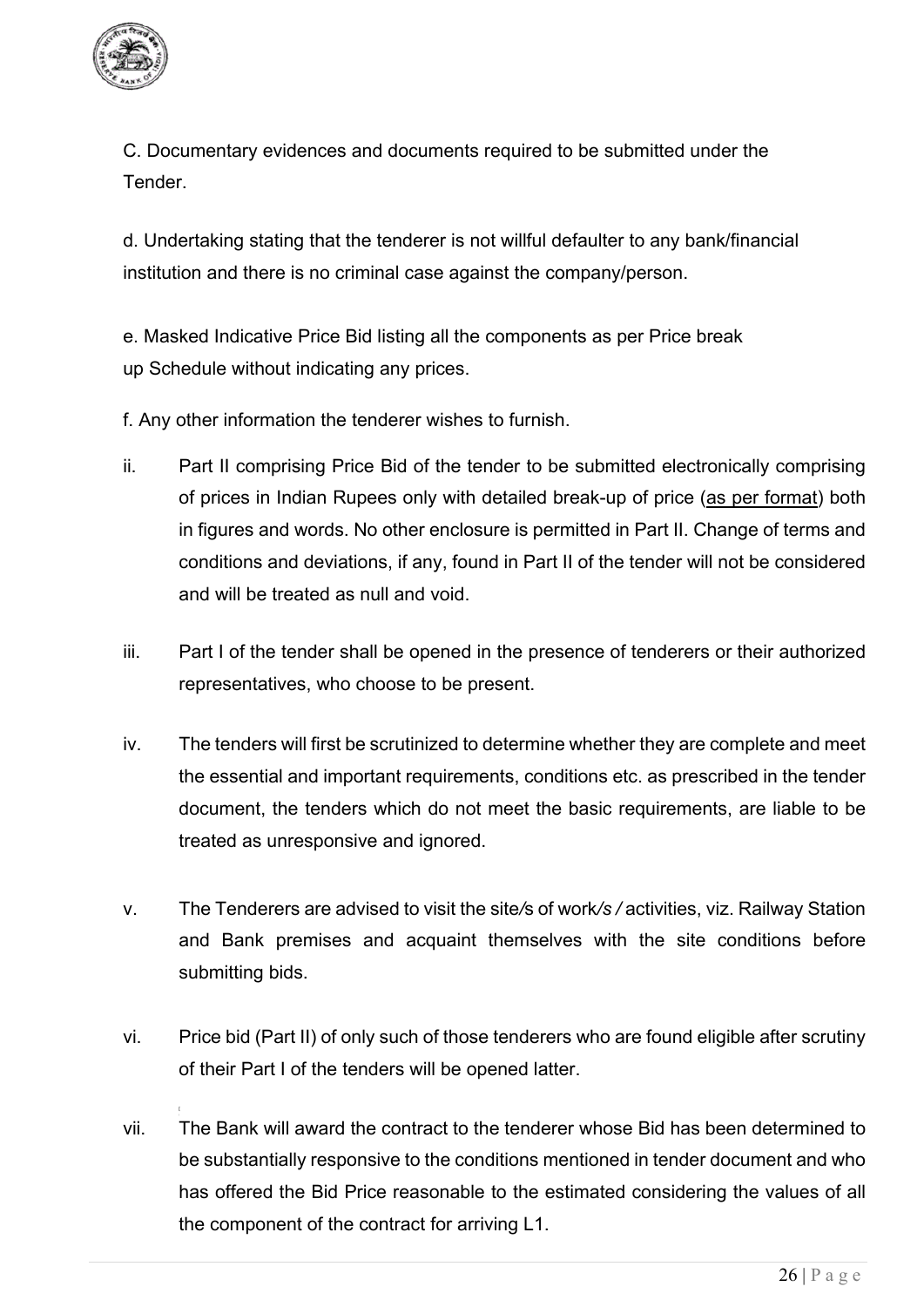C. Documentary evidences and documents required to be submitted under the Tender.

d. Undertaking stating that the tenderer is not willful defaulter to any bank/financial institution and there is no criminal case against the company/person.

e. Masked Indicative Price Bid listing all the components as per Price break up Schedule without indicating any prices.

f. Any other information the tenderer wishes to furnish.

ii. Part II comprising Price Bid of the tender to be submitted electronically comprising of prices in Indian Rupees only with detailed break-up of price (as per format) both in figures and words. No other enclosure is permitted in Part II. Change of terms and conditions and deviations, if any, found in Part II of the tender will not be considered and will be treated as null and void.

iii. Part I of the tender shall be opened in the presence of tenderers or their authorized representatives, who choose to be present.

iv. The tenders will first be scrutinized to determine whether they are complete and meet the essential and important requirements, conditions etc. as prescribed in the tender document, the tenders which do not meet the basic requirements, are liable to be treated as unresponsive and ignored.

v. The Tenderers are advised to visit the site/s of work/s / activities, viz. Railway Station and Bank premises and acquaint themselves with the site conditions before submitting bids.

vi. Price bid (Part II) of only such of those tenderers who are found eligible after scrutiny of their Part I of the tenders will be opened latter.

vii. The Bank will award the contract to the tenderer whose Bid has been determined to be substantially responsive to the conditions mentioned in tender document and who has offered the Bid Price reasonable to the estimated considering the values of all the component of the contract for arriving L1.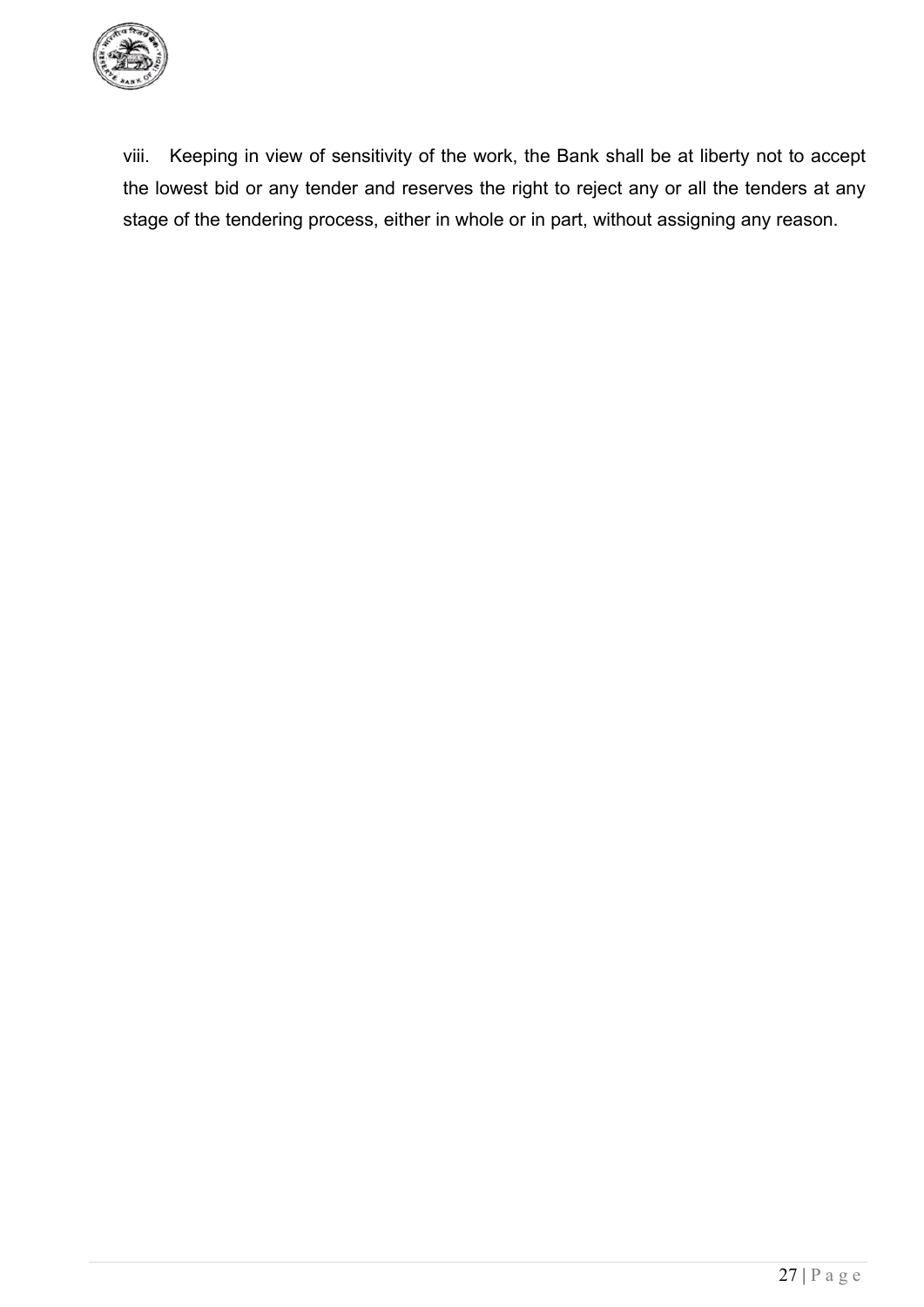viii. Keeping in view of sensitivity of the work, the Bank shall be at liberty not to accept the lowest bid or any tender and reserves the right to reject any or all the tenders at any stage of the tendering process, either in whole or in part, without assigning any reason.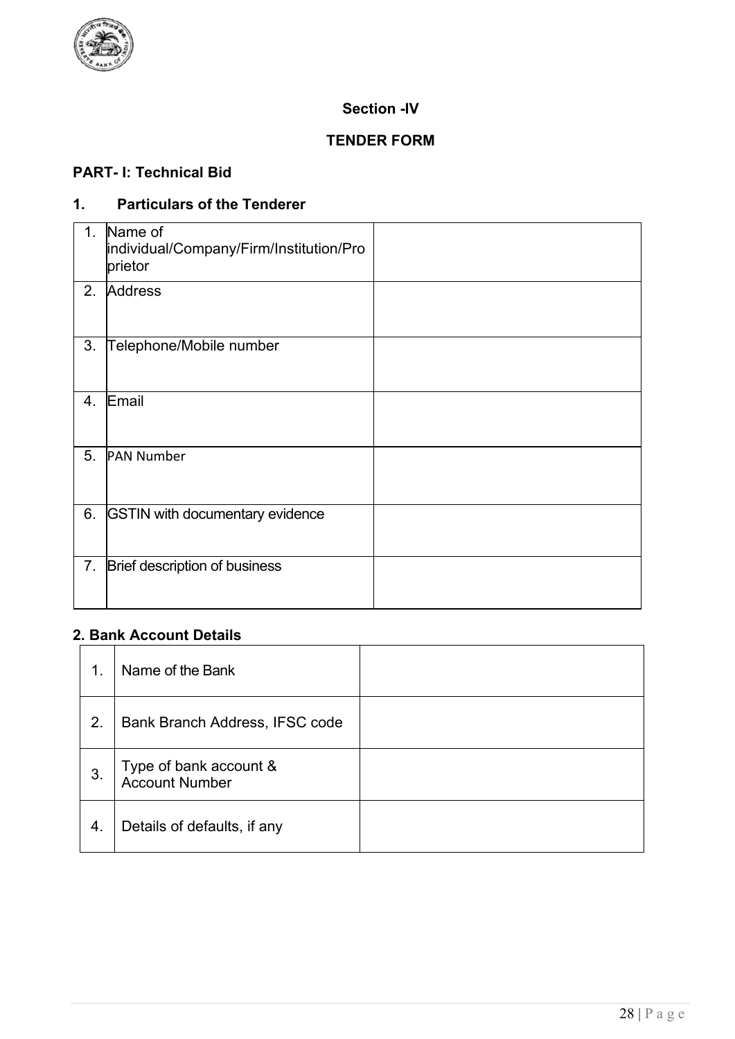## Section -IV

## TENDER FORM

### PART- I: Technical Bid

### 1. Particulars of the Tenderer

| | | |
|---|---|---|
| 1. | Name of individual/Company/Firm/Institution/Proprietor | |
| 2. | Address | |
| 3. | Telephone/Mobile number | |
| 4. | Email | |
| 5. | PAN Number | |
| 6. | GSTIN with documentary evidence | |
| 7. | Brief description of business | |

### 2. Bank Account Details

| | | |
|---|---|---|
| 1. | Name of the Bank | |
| 2. | Bank Branch Address, IFSC code | |
| 3. | Type of bank account & Account Number | |
| 4. | Details of defaults, if any | |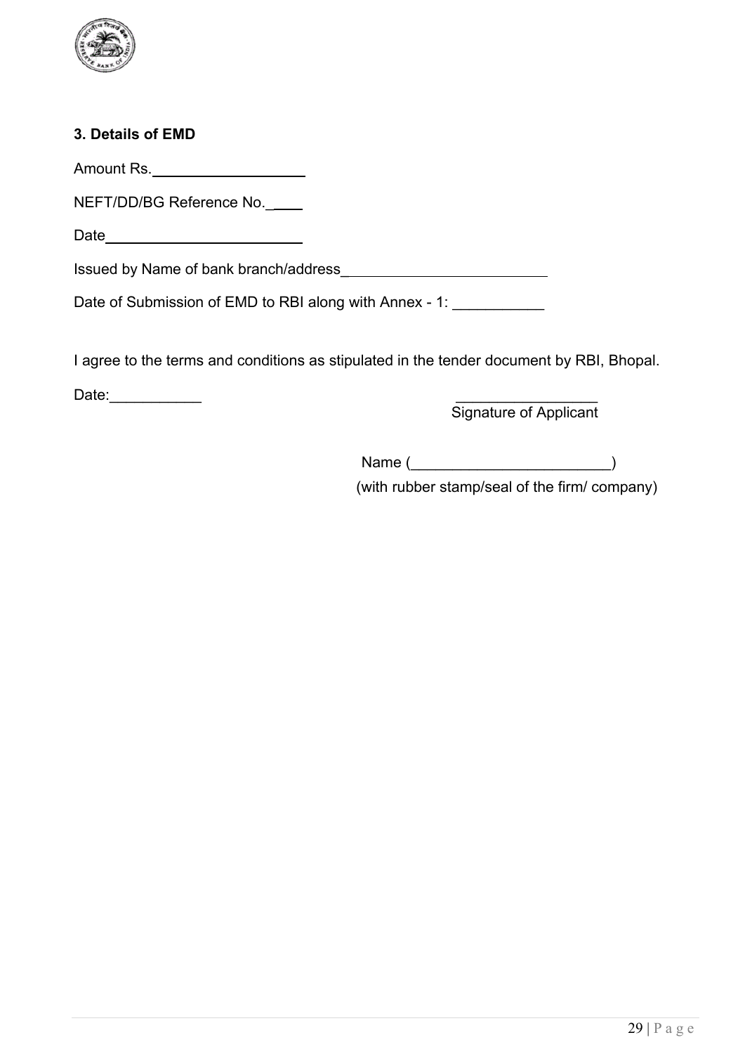**3. Details of EMD**

Amount Rs.___________________

NEFT/DD/BG Reference No.____

Date________________________

Issued by Name of bank branch/address_________________________

Date of Submission of EMD to RBI along with Annex - 1: ___________

I agree to the terms and conditions as stipulated in the tender document by RBI, Bhopal.

Date:___________

_________________
Signature of Applicant

Name (________________________)
(with rubber stamp/seal of the firm/ company)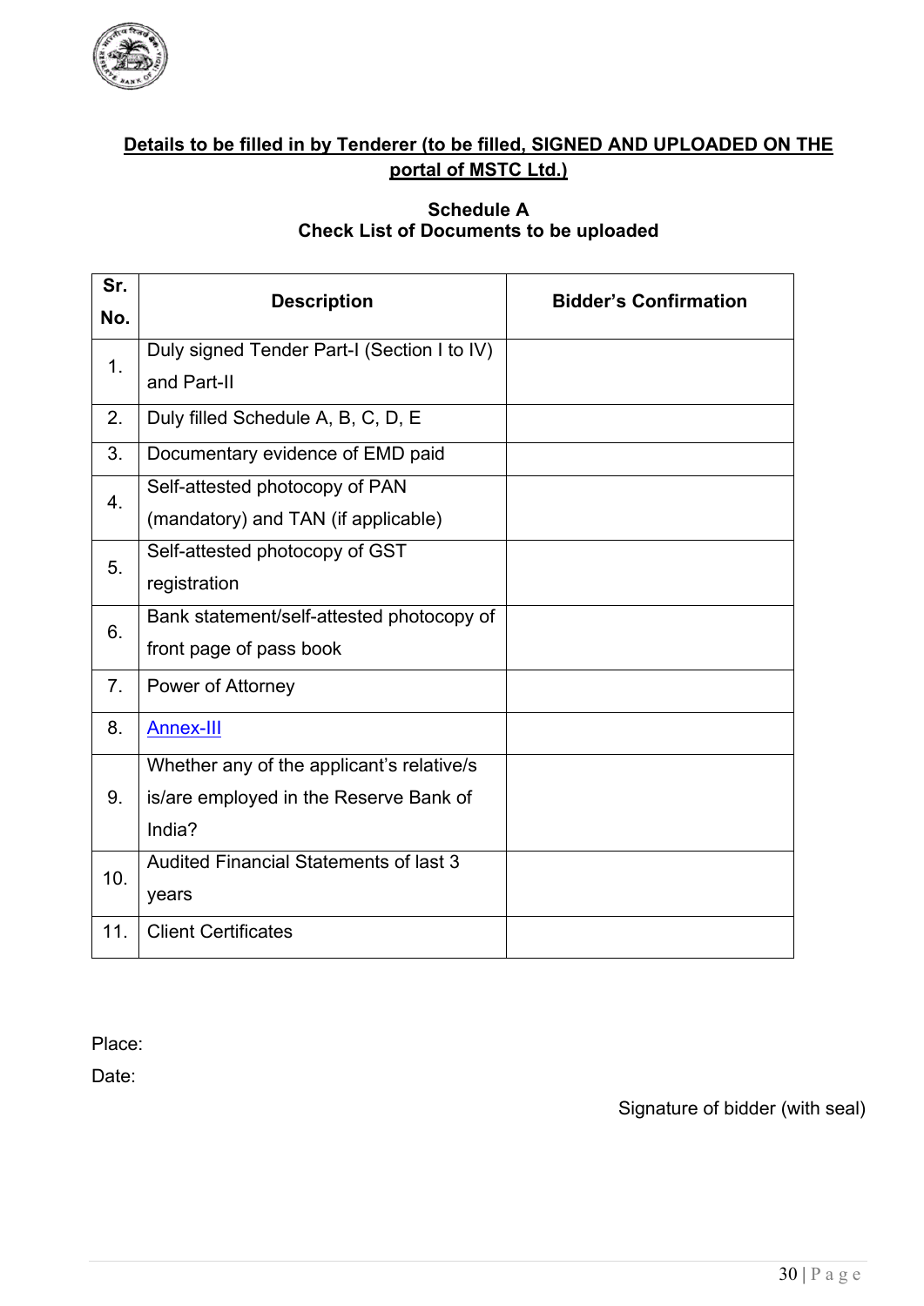**Details to be filled in by Tenderer (to be filled, SIGNED AND UPLOADED ON THE portal of MSTC Ltd.)**

**Schedule A**
**Check List of Documents to be uploaded**

| Sr. No. | Description | Bidder's Confirmation |
|---|---|---|
| 1. | Duly signed Tender Part-I (Section I to IV) and Part-II | |
| 2. | Duly filled Schedule A, B, C, D, E | |
| 3. | Documentary evidence of EMD paid | |
| 4. | Self-attested photocopy of PAN (mandatory) and TAN (if applicable) | |
| 5. | Self-attested photocopy of GST registration | |
| 6. | Bank statement/self-attested photocopy of front page of pass book | |
| 7. | Power of Attorney | |
| 8. | Annex-III | |
| 9. | Whether any of the applicant's relative/s is/are employed in the Reserve Bank of India? | |
| 10. | Audited Financial Statements of last 3 years | |
| 11. | Client Certificates | |

Place:

Date:

Signature of bidder (with seal)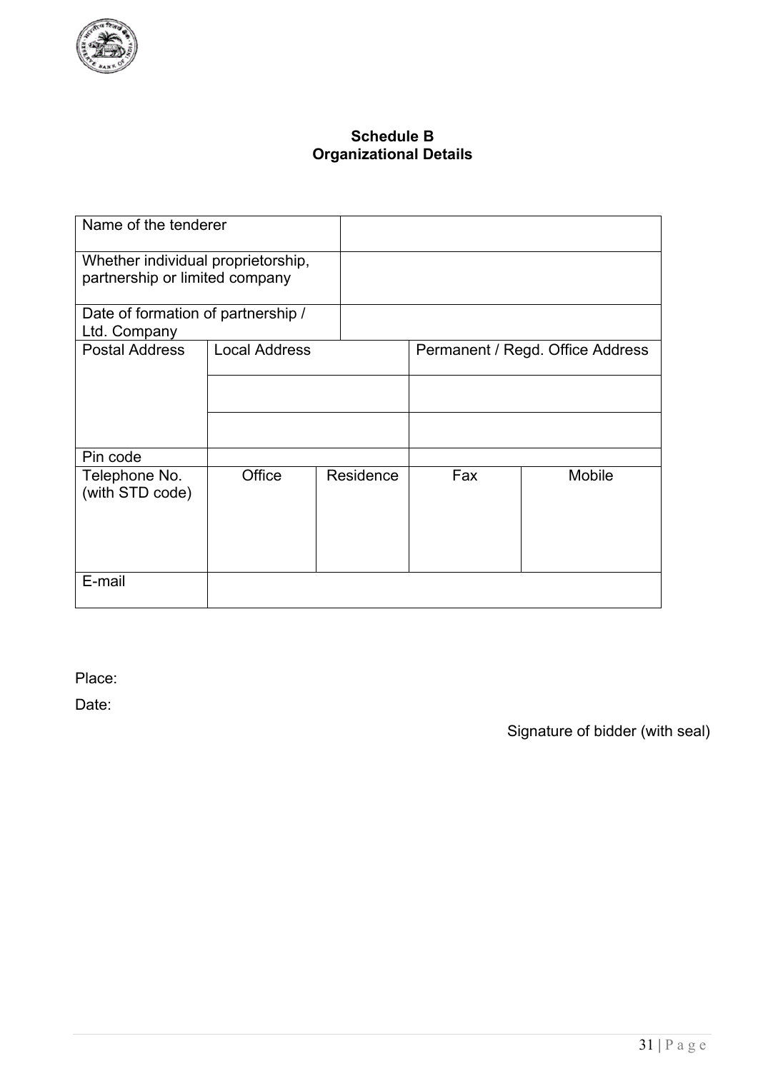**Schedule B**
**Organizational Details**

| Name of the tenderer | | | | |
|---|---|---|---|---|
| Whether individual proprietorship, partnership or limited company | | | | |
| Date of formation of partnership / Ltd. Company | | | | |
| Postal Address | Local Address | | Permanent / Regd. Office Address | |
| | | | | |
| | | | | |
| Pin code | | | | |
| Telephone No. (with STD code) | Office | Residence | Fax | Mobile |
| E-mail | | | | |

Place:

Date:

Signature of bidder (with seal)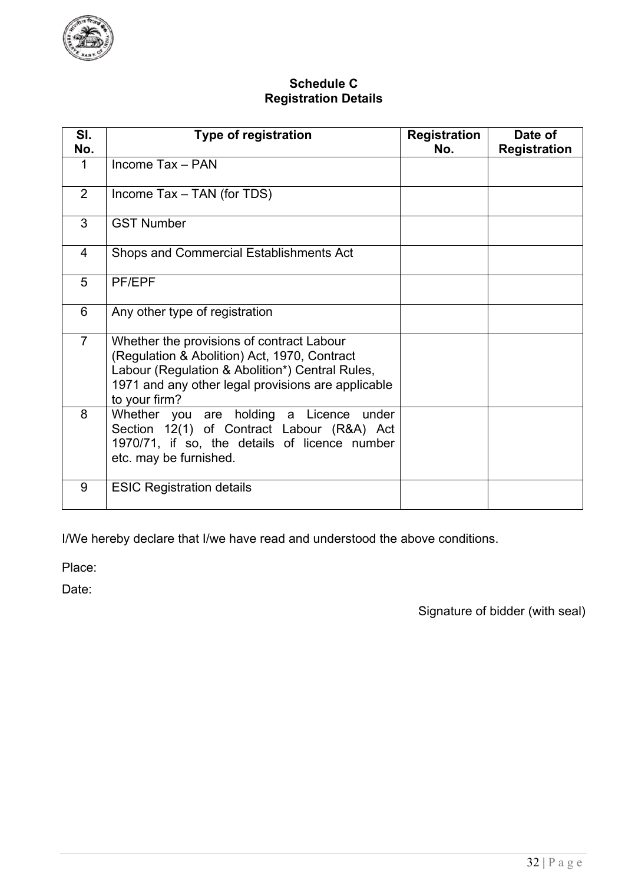## Schedule C
## Registration Details

| Sl. No. | Type of registration | Registration No. | Date of Registration |
|---|---|---|---|
| 1 | Income Tax – PAN | | |
| 2 | Income Tax – TAN (for TDS) | | |
| 3 | GST Number | | |
| 4 | Shops and Commercial Establishments Act | | |
| 5 | PF/EPF | | |
| 6 | Any other type of registration | | |
| 7 | Whether the provisions of contract Labour (Regulation & Abolition) Act, 1970, Contract Labour (Regulation & Abolition*) Central Rules, 1971 and any other legal provisions are applicable to your firm? | | |
| 8 | Whether you are holding a Licence under Section 12(1) of Contract Labour (R&A) Act 1970/71, if so, the details of licence number etc. may be furnished. | | |
| 9 | ESIC Registration details | | |

I/We hereby declare that I/we have read and understood the above conditions.

Place:

Date:

Signature of bidder (with seal)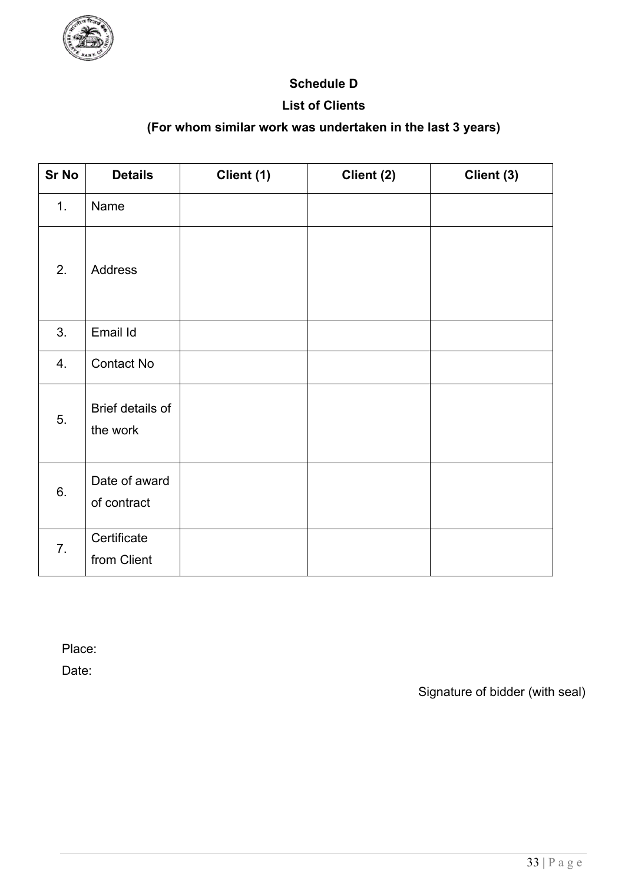**Schedule D**

**List of Clients**

**(For whom similar work was undertaken in the last 3 years)**

| Sr No | Details | Client (1) | Client (2) | Client (3) |
|---|---|---|---|---|
| 1. | Name | | | |
| 2. | Address | | | |
| 3. | Email Id | | | |
| 4. | Contact No | | | |
| 5. | Brief details of the work | | | |
| 6. | Date of award of contract | | | |
| 7. | Certificate from Client | | | |

Place:

Date:

Signature of bidder (with seal)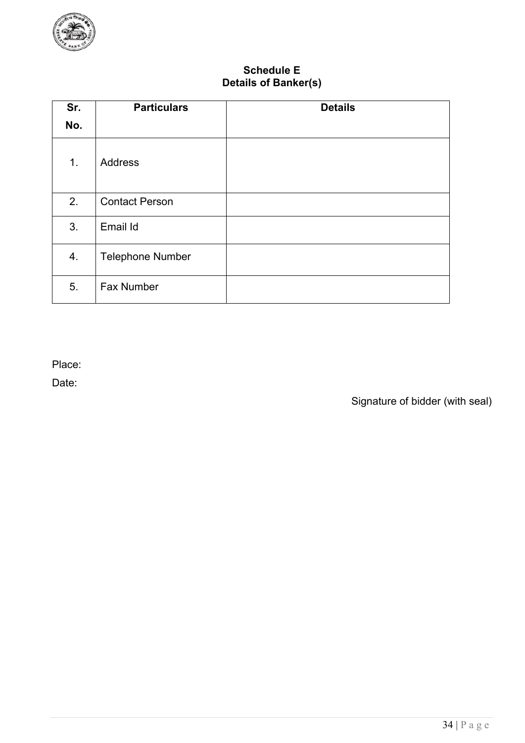## Schedule E
## Details of Banker(s)

| Sr. No. | Particulars | Details |
|---|---|---|
| 1. | Address | |
| 2. | Contact Person | |
| 3. | Email Id | |
| 4. | Telephone Number | |
| 5. | Fax Number | |

Place:

Date:

Signature of bidder (with seal)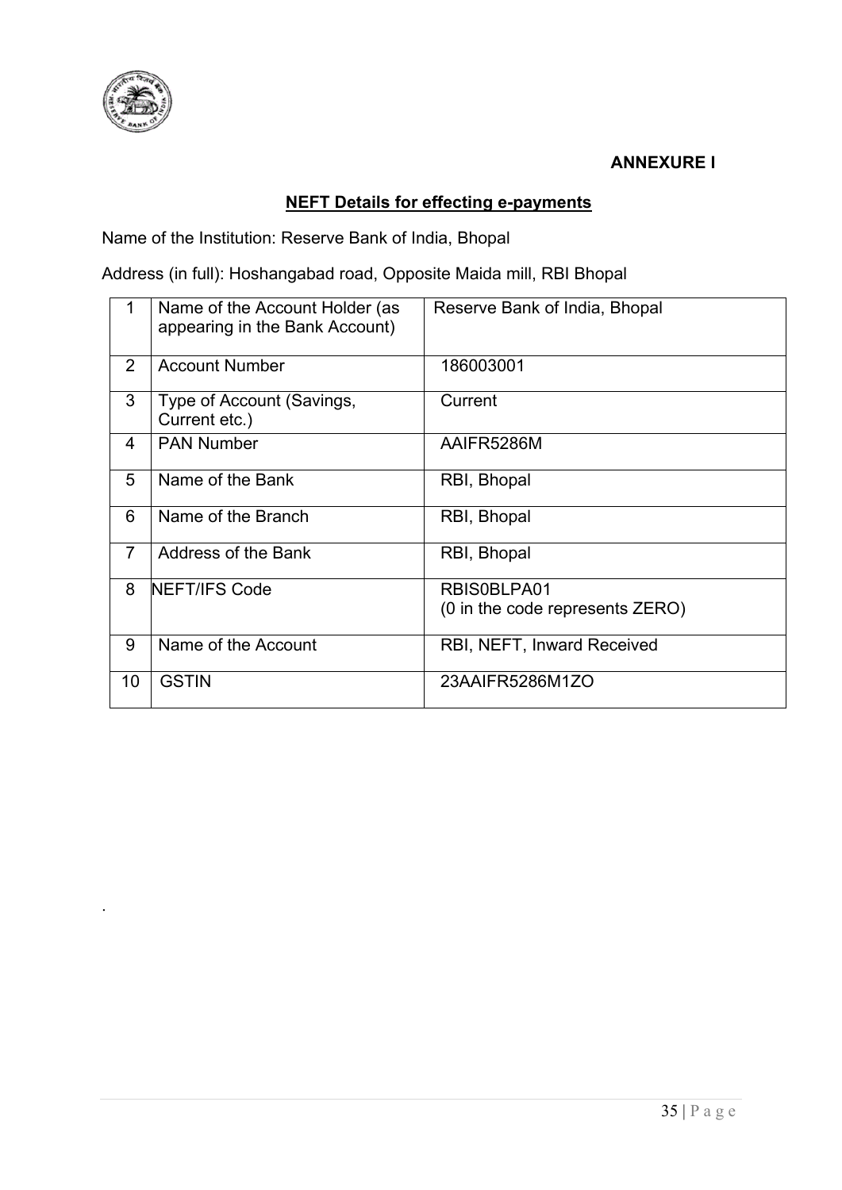**ANNEXURE I**

**NEFT Details for effecting e-payments**

Name of the Institution: Reserve Bank of India, Bhopal

Address (in full): Hoshangabad road, Opposite Maida mill, RBI Bhopal

| 1 | Name of the Account Holder (as appearing in the Bank Account) | Reserve Bank of India, Bhopal |
|---|---|---|
| 2 | Account Number | 186003001 |
| 3 | Type of Account (Savings, Current etc.) | Current |
| 4 | PAN Number | AAIFR5286M |
| 5 | Name of the Bank | RBI, Bhopal |
| 6 | Name of the Branch | RBI, Bhopal |
| 7 | Address of the Bank | RBI, Bhopal |
| 8 | NEFT/IFS Code | RBIS0BLPA01<br>(0 in the code represents ZERO) |
| 9 | Name of the Account | RBI, NEFT, Inward Received |
| 10 | GSTIN | 23AAIFR5286M1ZO |

.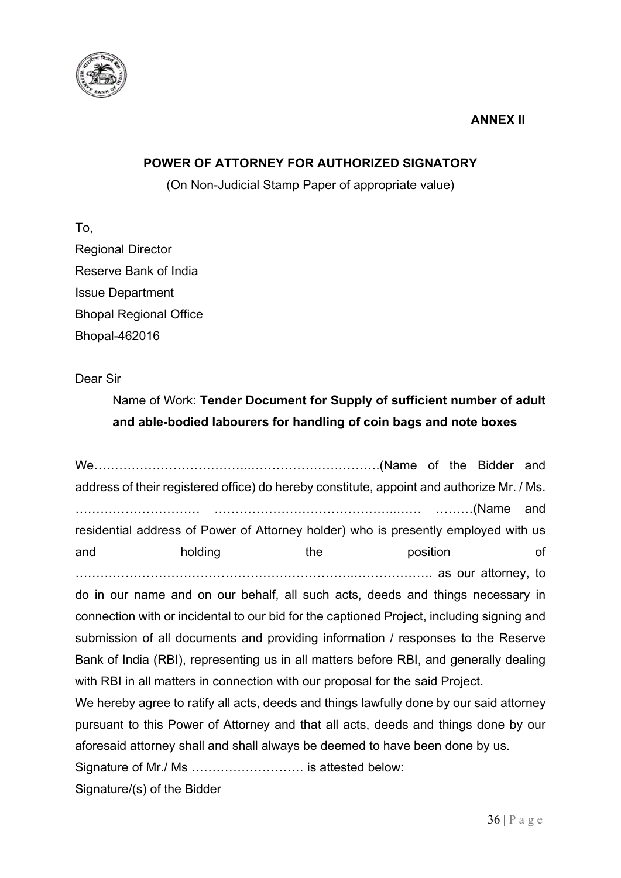**ANNEX II**

**POWER OF ATTORNEY FOR AUTHORIZED SIGNATORY**

(On Non-Judicial Stamp Paper of appropriate value)

To,

Regional Director
Reserve Bank of India
Issue Department
Bhopal Regional Office
Bhopal-462016

Dear Sir

Name of Work: **Tender Document for Supply of sufficient number of adult and able-bodied labourers for handling of coin bags and note boxes**

We………………………………..…………………………(Name of the Bidder and address of their registered office) do hereby constitute, appoint and authorize Mr. / Ms. ………………………… ……………………………………..…… ………(Name and residential address of Power of Attorney holder) who is presently employed with us and holding the position of ……………………………………………………….………………. as our attorney, to do in our name and on our behalf, all such acts, deeds and things necessary in connection with or incidental to our bid for the captioned Project, including signing and submission of all documents and providing information / responses to the Reserve Bank of India (RBI), representing us in all matters before RBI, and generally dealing with RBI in all matters in connection with our proposal for the said Project.

We hereby agree to ratify all acts, deeds and things lawfully done by our said attorney pursuant to this Power of Attorney and that all acts, deeds and things done by our aforesaid attorney shall and shall always be deemed to have been done by us.

Signature of Mr./ Ms ……………………… is attested below:

Signature/(s) of the Bidder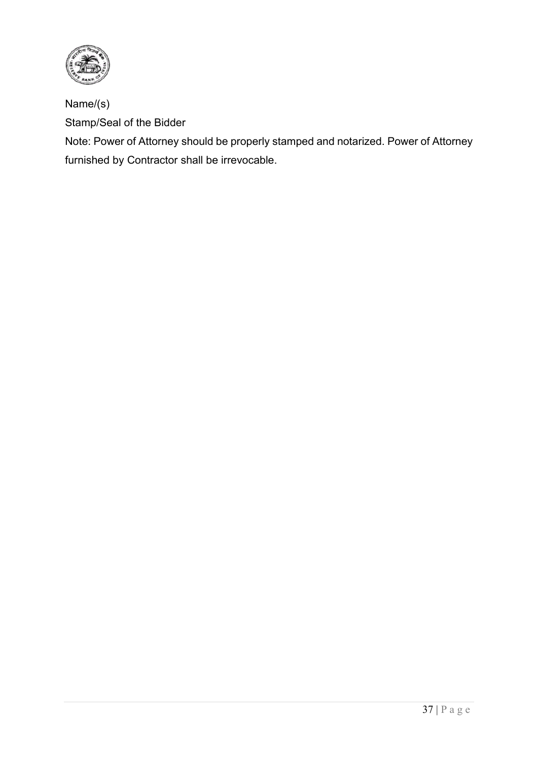Name/(s)

Stamp/Seal of the Bidder

Note: Power of Attorney should be properly stamped and notarized. Power of Attorney furnished by Contractor shall be irrevocable.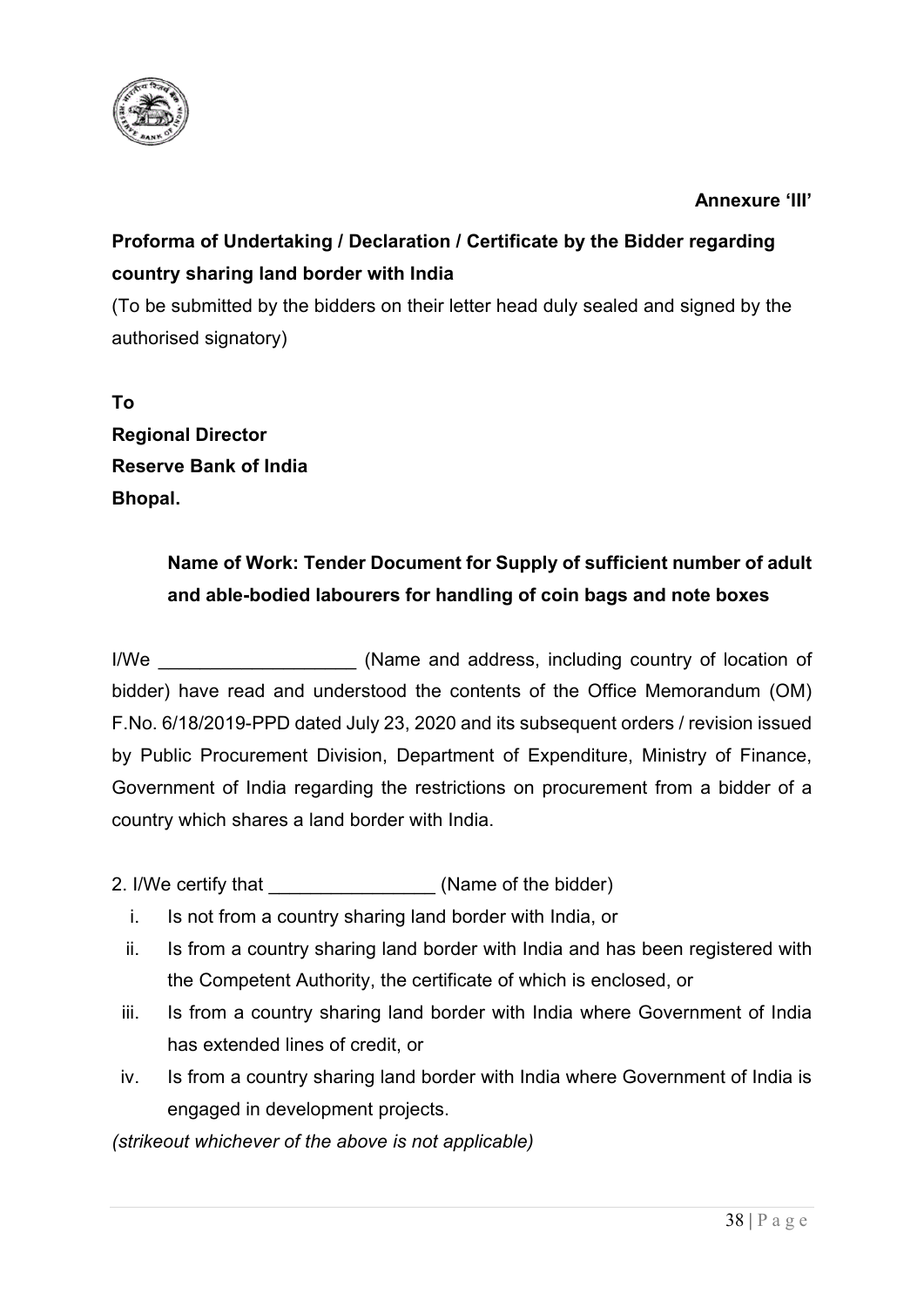**Annexure 'III'**

**Proforma of Undertaking / Declaration / Certificate by the Bidder regarding country sharing land border with India**

(To be submitted by the bidders on their letter head duly sealed and signed by the authorised signatory)

**To**
**Regional Director**
**Reserve Bank of India**
**Bhopal.**

**Name of Work: Tender Document for Supply of sufficient number of adult and able-bodied labourers for handling of coin bags and note boxes**

I/We ___________________ (Name and address, including country of location of bidder) have read and understood the contents of the Office Memorandum (OM) F.No. 6/18/2019-PPD dated July 23, 2020 and its subsequent orders / revision issued by Public Procurement Division, Department of Expenditure, Ministry of Finance, Government of India regarding the restrictions on procurement from a bidder of a country which shares a land border with India.

2. I/We certify that ________________ (Name of the bidder)

i. Is not from a country sharing land border with India, or
ii. Is from a country sharing land border with India and has been registered with the Competent Authority, the certificate of which is enclosed, or
iii. Is from a country sharing land border with India where Government of India has extended lines of credit, or
iv. Is from a country sharing land border with India where Government of India is engaged in development projects.

*(strikeout whichever of the above is not applicable)*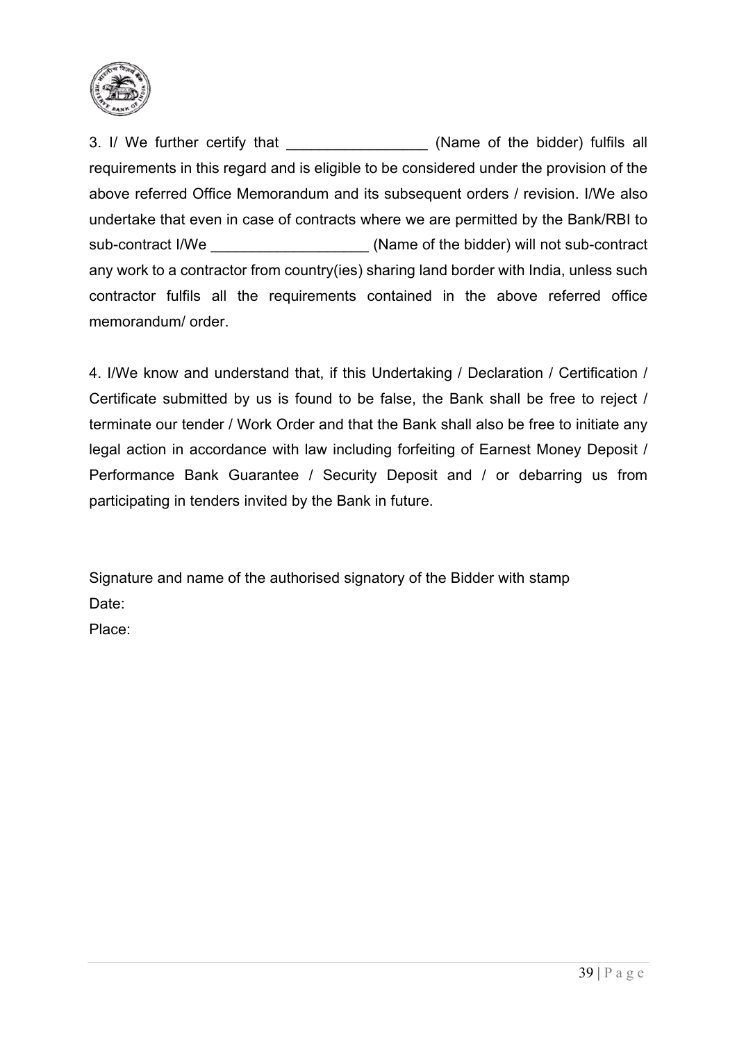3. I/ We further certify that _________________ (Name of the bidder) fulfils all requirements in this regard and is eligible to be considered under the provision of the above referred Office Memorandum and its subsequent orders / revision. I/We also undertake that even in case of contracts where we are permitted by the Bank/RBI to sub-contract I/We ___________________ (Name of the bidder) will not sub-contract any work to a contractor from country(ies) sharing land border with India, unless such contractor fulfils all the requirements contained in the above referred office memorandum/ order.

4. I/We know and understand that, if this Undertaking / Declaration / Certification / Certificate submitted by us is found to be false, the Bank shall be free to reject / terminate our tender / Work Order and that the Bank shall also be free to initiate any legal action in accordance with law including forfeiting of Earnest Money Deposit / Performance Bank Guarantee / Security Deposit and / or debarring us from participating in tenders invited by the Bank in future.

Signature and name of the authorised signatory of the Bidder with stamp

Date:

Place: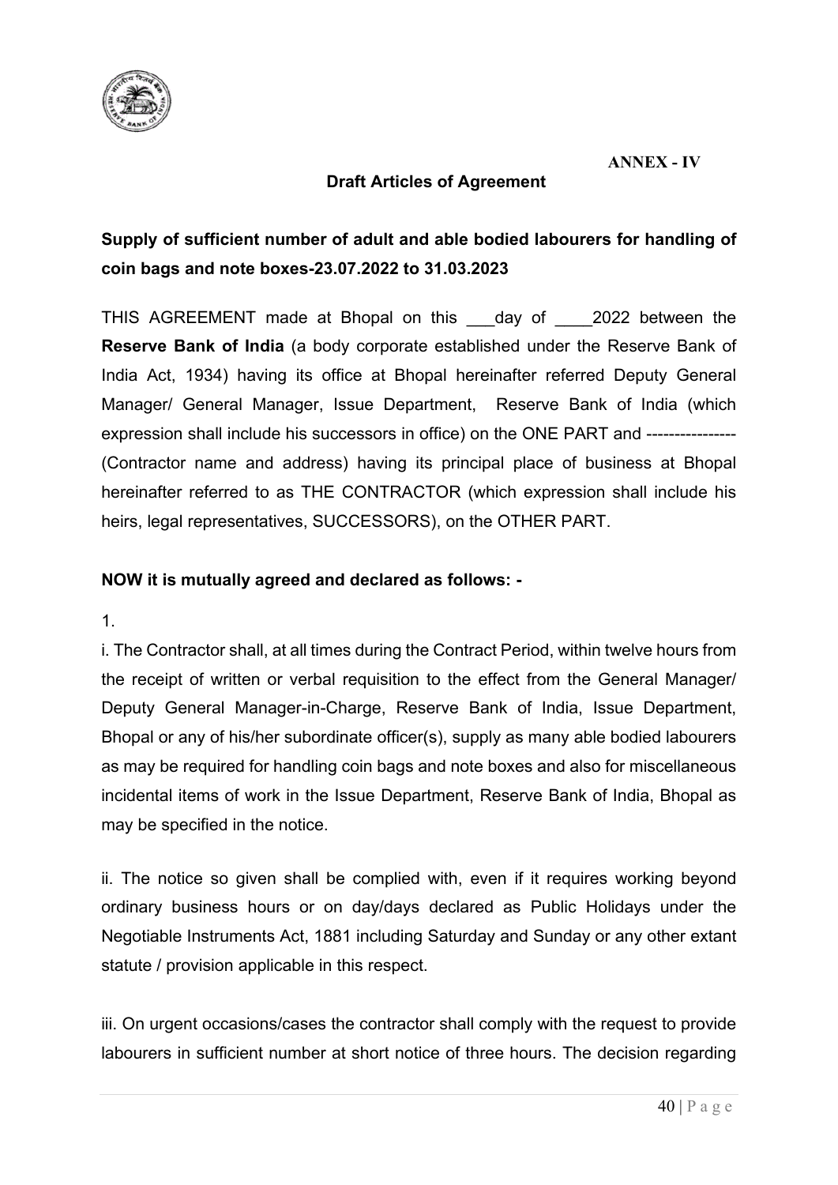**ANNEX - IV**

**Draft Articles of Agreement**

**Supply of sufficient number of adult and able bodied labourers for handling of coin bags and note boxes-23.07.2022 to 31.03.2023**

THIS AGREEMENT made at Bhopal on this ___day of ____2022 between the **Reserve Bank of India** (a body corporate established under the Reserve Bank of India Act, 1934) having its office at Bhopal hereinafter referred Deputy General Manager/ General Manager, Issue Department, Reserve Bank of India (which expression shall include his successors in office) on the ONE PART and --------------- (Contractor name and address) having its principal place of business at Bhopal hereinafter referred to as THE CONTRACTOR (which expression shall include his heirs, legal representatives, SUCCESSORS), on the OTHER PART.

**NOW it is mutually agreed and declared as follows: -**

1.

i. The Contractor shall, at all times during the Contract Period, within twelve hours from the receipt of written or verbal requisition to the effect from the General Manager/ Deputy General Manager-in-Charge, Reserve Bank of India, Issue Department, Bhopal or any of his/her subordinate officer(s), supply as many able bodied labourers as may be required for handling coin bags and note boxes and also for miscellaneous incidental items of work in the Issue Department, Reserve Bank of India, Bhopal as may be specified in the notice.

ii. The notice so given shall be complied with, even if it requires working beyond ordinary business hours or on day/days declared as Public Holidays under the Negotiable Instruments Act, 1881 including Saturday and Sunday or any other extant statute / provision applicable in this respect.

iii. On urgent occasions/cases the contractor shall comply with the request to provide labourers in sufficient number at short notice of three hours. The decision regarding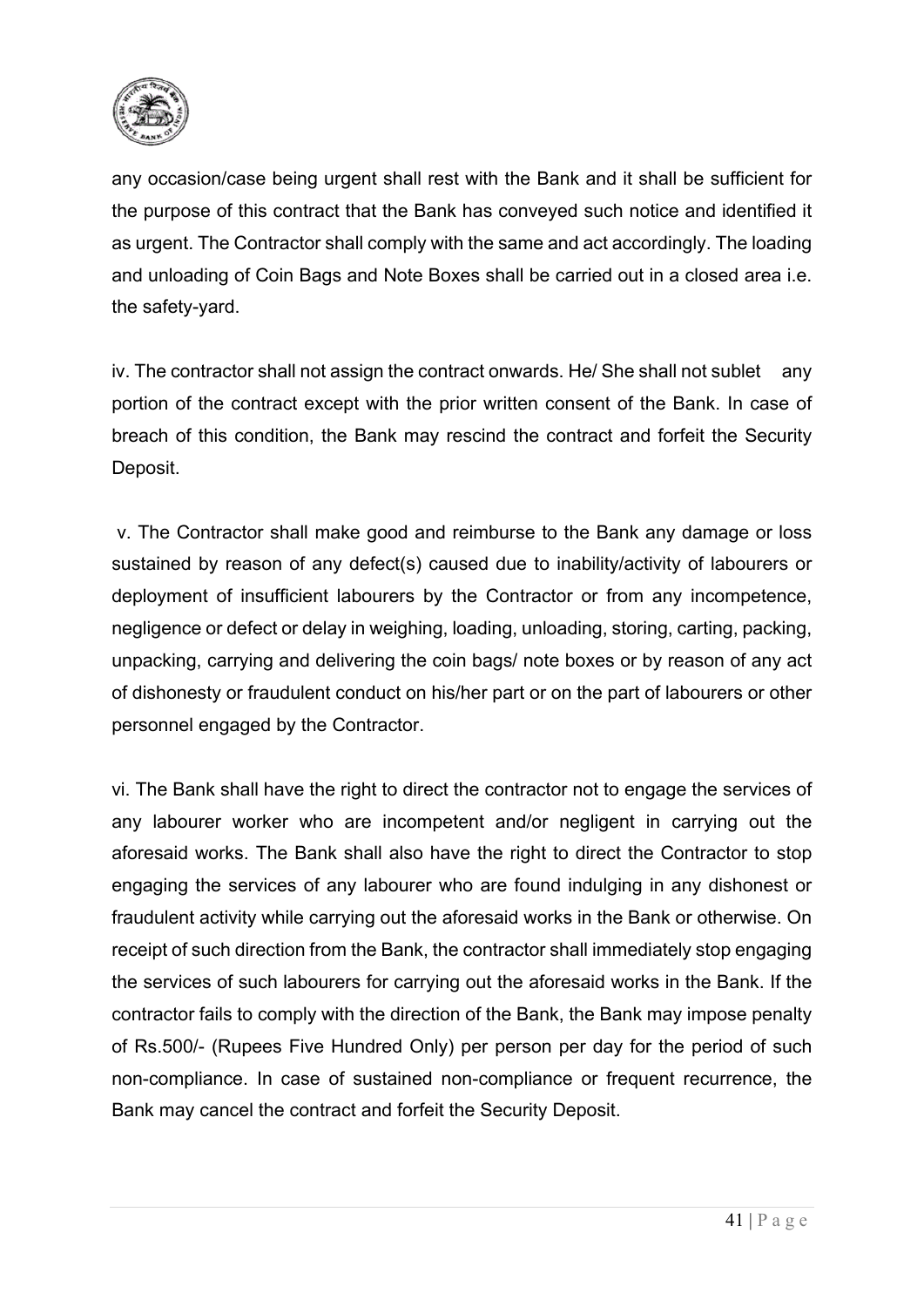any occasion/case being urgent shall rest with the Bank and it shall be sufficient for the purpose of this contract that the Bank has conveyed such notice and identified it as urgent. The Contractor shall comply with the same and act accordingly. The loading and unloading of Coin Bags and Note Boxes shall be carried out in a closed area i.e. the safety-yard.

iv. The contractor shall not assign the contract onwards. He/ She shall not sublet any portion of the contract except with the prior written consent of the Bank. In case of breach of this condition, the Bank may rescind the contract and forfeit the Security Deposit.

v. The Contractor shall make good and reimburse to the Bank any damage or loss sustained by reason of any defect(s) caused due to inability/activity of labourers or deployment of insufficient labourers by the Contractor or from any incompetence, negligence or defect or delay in weighing, loading, unloading, storing, carting, packing, unpacking, carrying and delivering the coin bags/ note boxes or by reason of any act of dishonesty or fraudulent conduct on his/her part or on the part of labourers or other personnel engaged by the Contractor.

vi. The Bank shall have the right to direct the contractor not to engage the services of any labourer worker who are incompetent and/or negligent in carrying out the aforesaid works. The Bank shall also have the right to direct the Contractor to stop engaging the services of any labourer who are found indulging in any dishonest or fraudulent activity while carrying out the aforesaid works in the Bank or otherwise. On receipt of such direction from the Bank, the contractor shall immediately stop engaging the services of such labourers for carrying out the aforesaid works in the Bank. If the contractor fails to comply with the direction of the Bank, the Bank may impose penalty of Rs.500/- (Rupees Five Hundred Only) per person per day for the period of such non-compliance. In case of sustained non-compliance or frequent recurrence, the Bank may cancel the contract and forfeit the Security Deposit.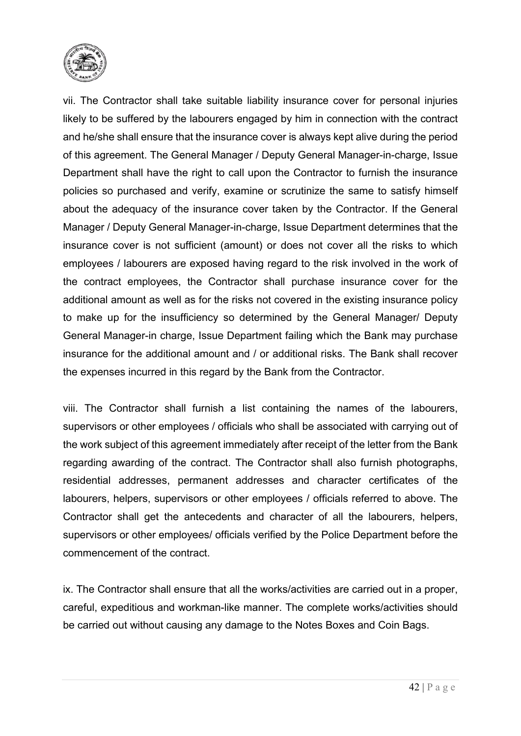vii. The Contractor shall take suitable liability insurance cover for personal injuries likely to be suffered by the labourers engaged by him in connection with the contract and he/she shall ensure that the insurance cover is always kept alive during the period of this agreement. The General Manager / Deputy General Manager-in-charge, Issue Department shall have the right to call upon the Contractor to furnish the insurance policies so purchased and verify, examine or scrutinize the same to satisfy himself about the adequacy of the insurance cover taken by the Contractor. If the General Manager / Deputy General Manager-in-charge, Issue Department determines that the insurance cover is not sufficient (amount) or does not cover all the risks to which employees / labourers are exposed having regard to the risk involved in the work of the contract employees, the Contractor shall purchase insurance cover for the additional amount as well as for the risks not covered in the existing insurance policy to make up for the insufficiency so determined by the General Manager/ Deputy General Manager-in charge, Issue Department failing which the Bank may purchase insurance for the additional amount and / or additional risks. The Bank shall recover the expenses incurred in this regard by the Bank from the Contractor.

viii. The Contractor shall furnish a list containing the names of the labourers, supervisors or other employees / officials who shall be associated with carrying out of the work subject of this agreement immediately after receipt of the letter from the Bank regarding awarding of the contract. The Contractor shall also furnish photographs, residential addresses, permanent addresses and character certificates of the labourers, helpers, supervisors or other employees / officials referred to above. The Contractor shall get the antecedents and character of all the labourers, helpers, supervisors or other employees/ officials verified by the Police Department before the commencement of the contract.

ix. The Contractor shall ensure that all the works/activities are carried out in a proper, careful, expeditious and workman-like manner. The complete works/activities should be carried out without causing any damage to the Notes Boxes and Coin Bags.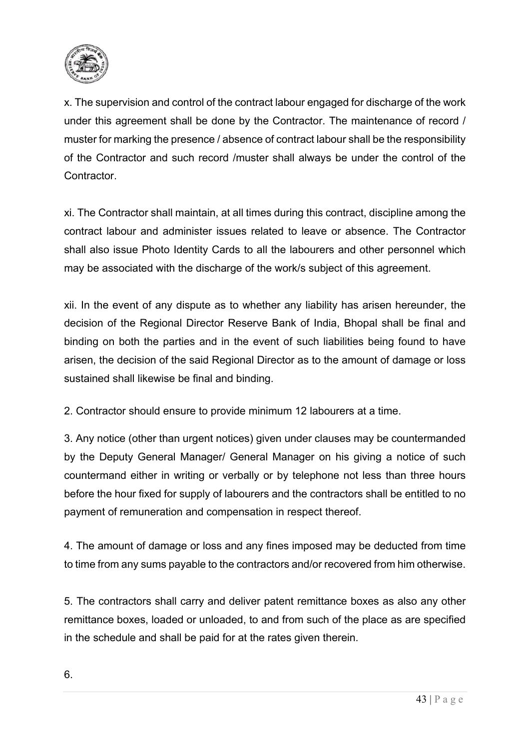x. The supervision and control of the contract labour engaged for discharge of the work under this agreement shall be done by the Contractor. The maintenance of record / muster for marking the presence / absence of contract labour shall be the responsibility of the Contractor and such record /muster shall always be under the control of the Contractor.

xi. The Contractor shall maintain, at all times during this contract, discipline among the contract labour and administer issues related to leave or absence. The Contractor shall also issue Photo Identity Cards to all the labourers and other personnel which may be associated with the discharge of the work/s subject of this agreement.

xii. In the event of any dispute as to whether any liability has arisen hereunder, the decision of the Regional Director Reserve Bank of India, Bhopal shall be final and binding on both the parties and in the event of such liabilities being found to have arisen, the decision of the said Regional Director as to the amount of damage or loss sustained shall likewise be final and binding.

2. Contractor should ensure to provide minimum 12 labourers at a time.

3. Any notice (other than urgent notices) given under clauses may be countermanded by the Deputy General Manager/ General Manager on his giving a notice of such countermand either in writing or verbally or by telephone not less than three hours before the hour fixed for supply of labourers and the contractors shall be entitled to no payment of remuneration and compensation in respect thereof.

4. The amount of damage or loss and any fines imposed may be deducted from time to time from any sums payable to the contractors and/or recovered from him otherwise.

5. The contractors shall carry and deliver patent remittance boxes as also any other remittance boxes, loaded or unloaded, to and from such of the place as are specified in the schedule and shall be paid for at the rates given therein.

6.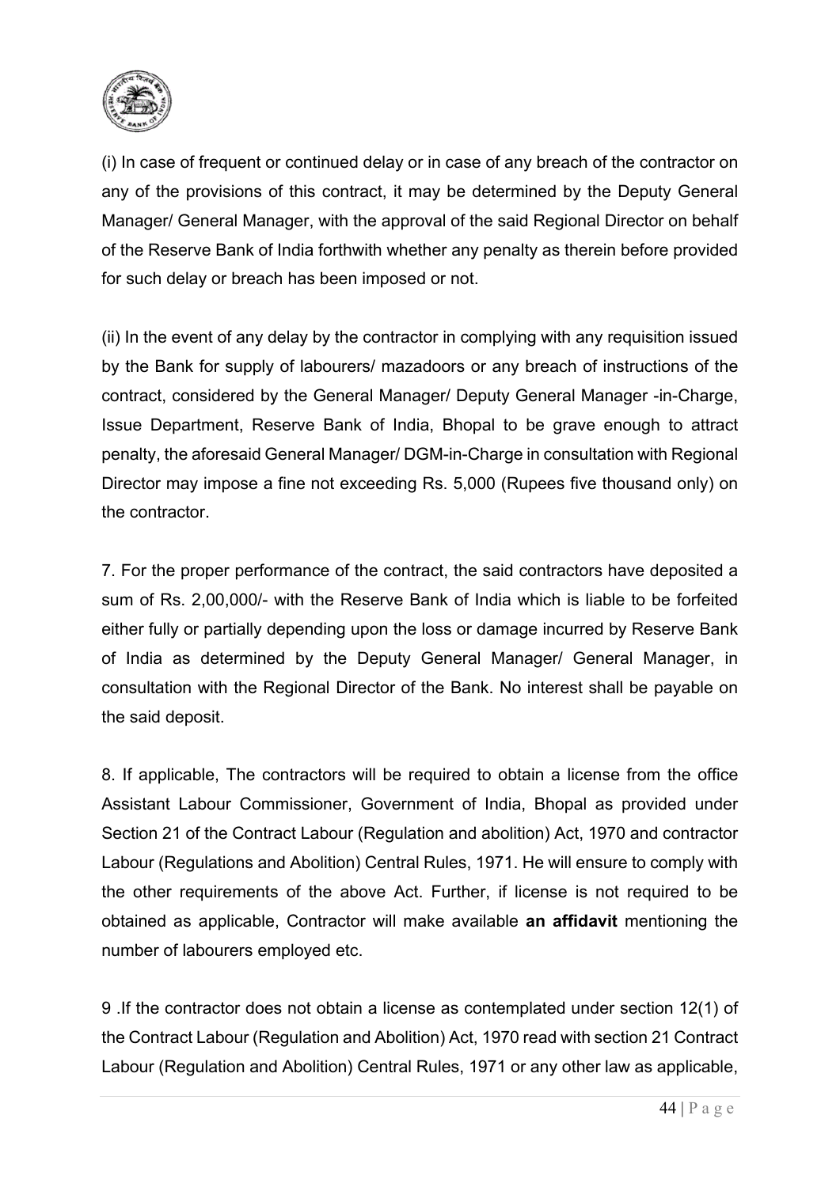(i) In case of frequent or continued delay or in case of any breach of the contractor on any of the provisions of this contract, it may be determined by the Deputy General Manager/ General Manager, with the approval of the said Regional Director on behalf of the Reserve Bank of India forthwith whether any penalty as therein before provided for such delay or breach has been imposed or not.

(ii) In the event of any delay by the contractor in complying with any requisition issued by the Bank for supply of labourers/ mazadoors or any breach of instructions of the contract, considered by the General Manager/ Deputy General Manager -in-Charge, Issue Department, Reserve Bank of India, Bhopal to be grave enough to attract penalty, the aforesaid General Manager/ DGM-in-Charge in consultation with Regional Director may impose a fine not exceeding Rs. 5,000 (Rupees five thousand only) on the contractor.

7. For the proper performance of the contract, the said contractors have deposited a sum of Rs. 2,00,000/- with the Reserve Bank of India which is liable to be forfeited either fully or partially depending upon the loss or damage incurred by Reserve Bank of India as determined by the Deputy General Manager/ General Manager, in consultation with the Regional Director of the Bank. No interest shall be payable on the said deposit.

8. If applicable, The contractors will be required to obtain a license from the office Assistant Labour Commissioner, Government of India, Bhopal as provided under Section 21 of the Contract Labour (Regulation and abolition) Act, 1970 and contractor Labour (Regulations and Abolition) Central Rules, 1971. He will ensure to comply with the other requirements of the above Act. Further, if license is not required to be obtained as applicable, Contractor will make available **an affidavit** mentioning the number of labourers employed etc.

9 .If the contractor does not obtain a license as contemplated under section 12(1) of the Contract Labour (Regulation and Abolition) Act, 1970 read with section 21 Contract Labour (Regulation and Abolition) Central Rules, 1971 or any other law as applicable,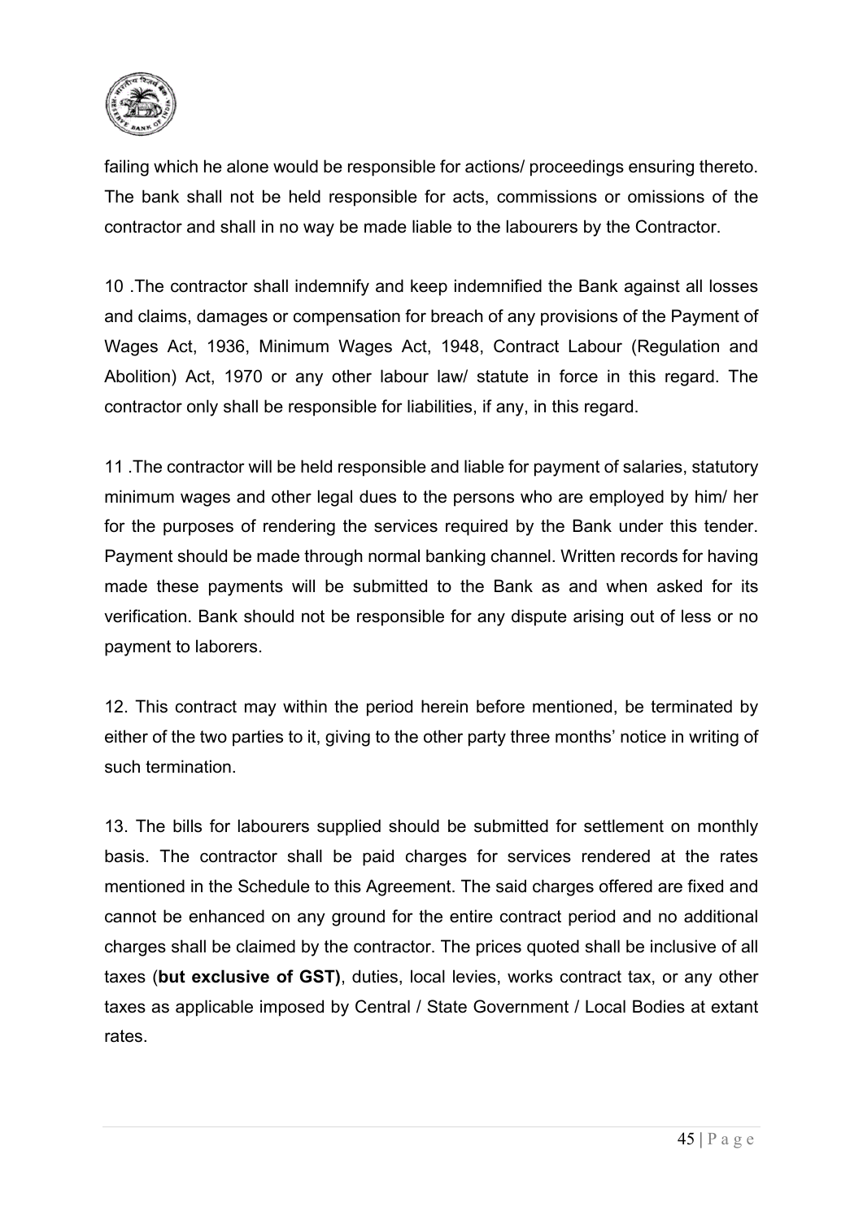failing which he alone would be responsible for actions/ proceedings ensuring thereto. The bank shall not be held responsible for acts, commissions or omissions of the contractor and shall in no way be made liable to the labourers by the Contractor.

10 .The contractor shall indemnify and keep indemnified the Bank against all losses and claims, damages or compensation for breach of any provisions of the Payment of Wages Act, 1936, Minimum Wages Act, 1948, Contract Labour (Regulation and Abolition) Act, 1970 or any other labour law/ statute in force in this regard. The contractor only shall be responsible for liabilities, if any, in this regard.

11 .The contractor will be held responsible and liable for payment of salaries, statutory minimum wages and other legal dues to the persons who are employed by him/ her for the purposes of rendering the services required by the Bank under this tender. Payment should be made through normal banking channel. Written records for having made these payments will be submitted to the Bank as and when asked for its verification. Bank should not be responsible for any dispute arising out of less or no payment to laborers.

12. This contract may within the period herein before mentioned, be terminated by either of the two parties to it, giving to the other party three months' notice in writing of such termination.

13. The bills for labourers supplied should be submitted for settlement on monthly basis. The contractor shall be paid charges for services rendered at the rates mentioned in the Schedule to this Agreement. The said charges offered are fixed and cannot be enhanced on any ground for the entire contract period and no additional charges shall be claimed by the contractor. The prices quoted shall be inclusive of all taxes (**but exclusive of GST)**, duties, local levies, works contract tax, or any other taxes as applicable imposed by Central / State Government / Local Bodies at extant rates.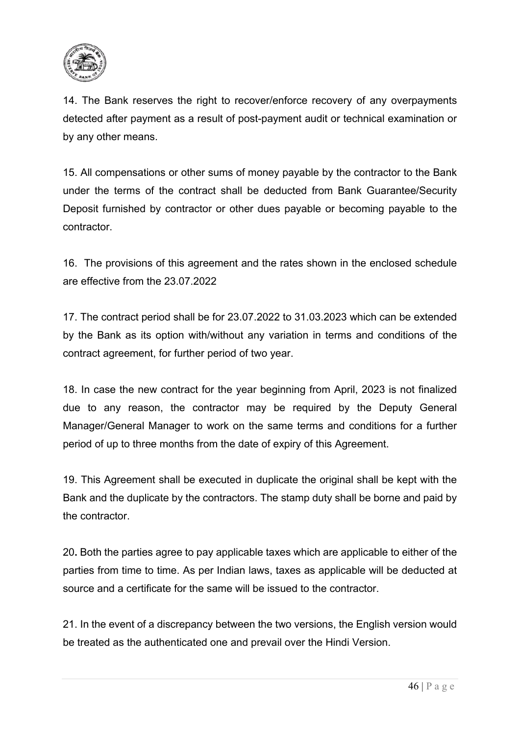14. The Bank reserves the right to recover/enforce recovery of any overpayments detected after payment as a result of post-payment audit or technical examination or by any other means.

15. All compensations or other sums of money payable by the contractor to the Bank under the terms of the contract shall be deducted from Bank Guarantee/Security Deposit furnished by contractor or other dues payable or becoming payable to the contractor.

16. The provisions of this agreement and the rates shown in the enclosed schedule are effective from the 23.07.2022

17. The contract period shall be for 23.07.2022 to 31.03.2023 which can be extended by the Bank as its option with/without any variation in terms and conditions of the contract agreement, for further period of two year.

18. In case the new contract for the year beginning from April, 2023 is not finalized due to any reason, the contractor may be required by the Deputy General Manager/General Manager to work on the same terms and conditions for a further period of up to three months from the date of expiry of this Agreement.

19. This Agreement shall be executed in duplicate the original shall be kept with the Bank and the duplicate by the contractors. The stamp duty shall be borne and paid by the contractor.

20**.** Both the parties agree to pay applicable taxes which are applicable to either of the parties from time to time. As per Indian laws, taxes as applicable will be deducted at source and a certificate for the same will be issued to the contractor.

21. In the event of a discrepancy between the two versions, the English version would be treated as the authenticated one and prevail over the Hindi Version.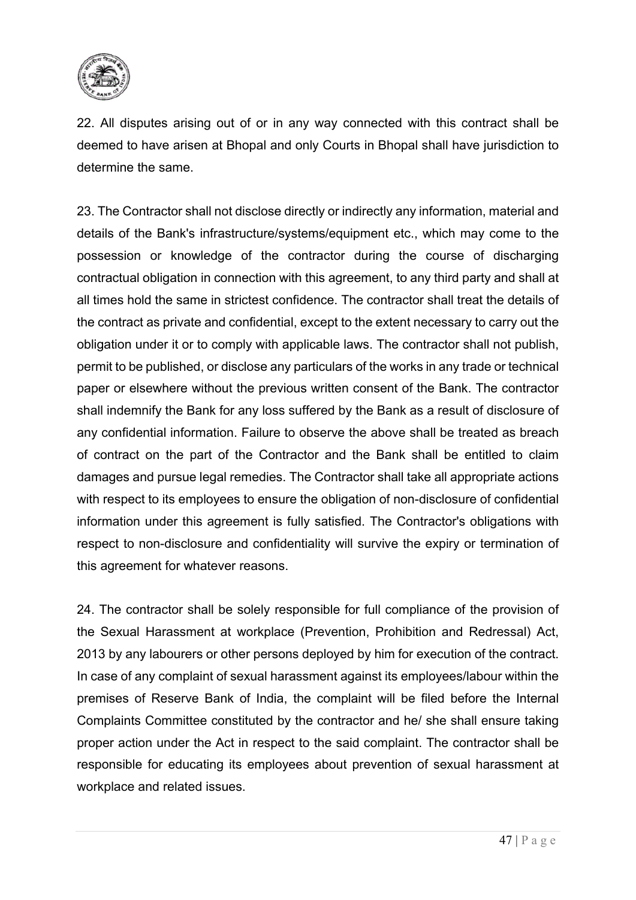22. All disputes arising out of or in any way connected with this contract shall be deemed to have arisen at Bhopal and only Courts in Bhopal shall have jurisdiction to determine the same.

23. The Contractor shall not disclose directly or indirectly any information, material and details of the Bank's infrastructure/systems/equipment etc., which may come to the possession or knowledge of the contractor during the course of discharging contractual obligation in connection with this agreement, to any third party and shall at all times hold the same in strictest confidence. The contractor shall treat the details of the contract as private and confidential, except to the extent necessary to carry out the obligation under it or to comply with applicable laws. The contractor shall not publish, permit to be published, or disclose any particulars of the works in any trade or technical paper or elsewhere without the previous written consent of the Bank. The contractor shall indemnify the Bank for any loss suffered by the Bank as a result of disclosure of any confidential information. Failure to observe the above shall be treated as breach of contract on the part of the Contractor and the Bank shall be entitled to claim damages and pursue legal remedies. The Contractor shall take all appropriate actions with respect to its employees to ensure the obligation of non-disclosure of confidential information under this agreement is fully satisfied. The Contractor's obligations with respect to non-disclosure and confidentiality will survive the expiry or termination of this agreement for whatever reasons.

24. The contractor shall be solely responsible for full compliance of the provision of the Sexual Harassment at workplace (Prevention, Prohibition and Redressal) Act, 2013 by any labourers or other persons deployed by him for execution of the contract. In case of any complaint of sexual harassment against its employees/labour within the premises of Reserve Bank of India, the complaint will be filed before the Internal Complaints Committee constituted by the contractor and he/ she shall ensure taking proper action under the Act in respect to the said complaint. The contractor shall be responsible for educating its employees about prevention of sexual harassment at workplace and related issues.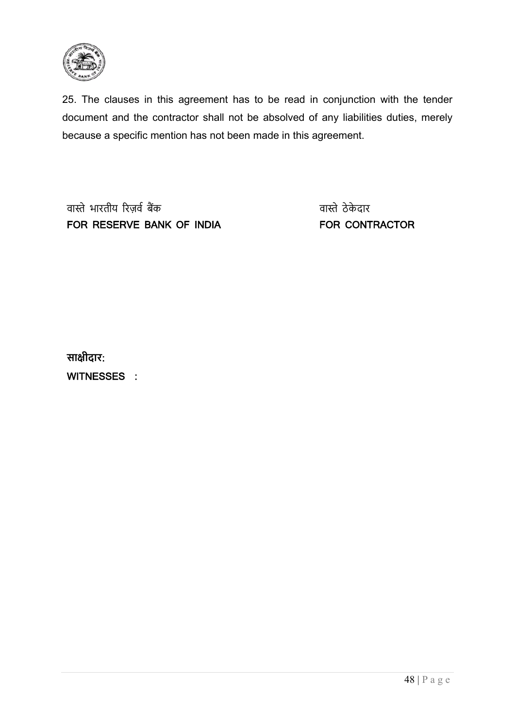25. The clauses in this agreement has to be read in conjunction with the tender document and the contractor shall not be absolved of any liabilities duties, merely because a specific mention has not been made in this agreement.

| वास्ते भारतीय रिज़र्व बैंक | वास्ते ठेकेदार |
| --- | --- |
| **FOR RESERVE BANK OF INDIA** | **FOR CONTRACTOR** |

**साक्षीदार:**

**WITNESSES :**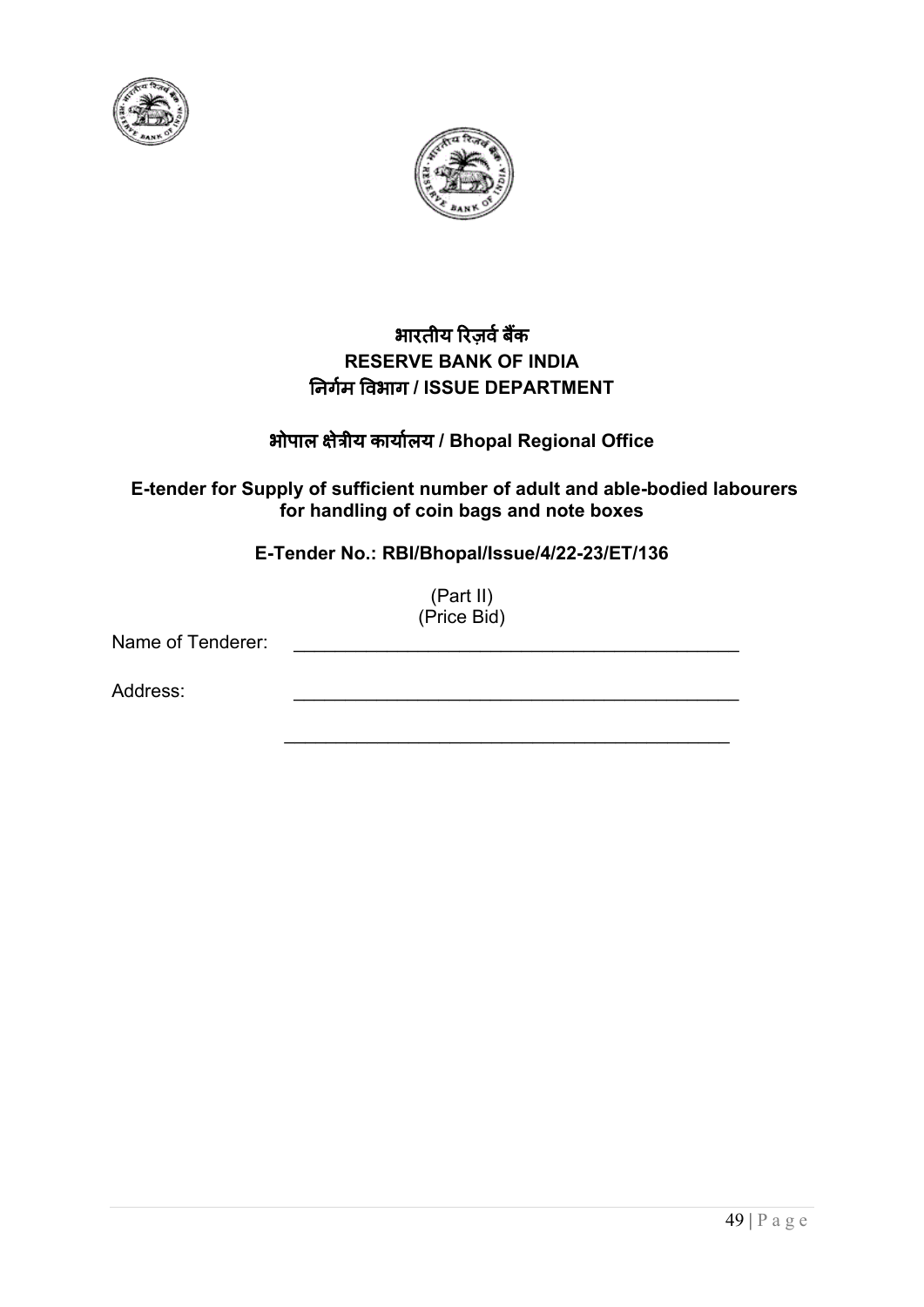**भारतीय रिज़र्व बैंक**
**RESERVE BANK OF INDIA**
**निर्गम विभाग / ISSUE DEPARTMENT**

**भोपाल क्षेत्रीय कार्यालय / Bhopal Regional Office**

**E-tender for Supply of sufficient number of adult and able-bodied labourers for handling of coin bags and note boxes**

**E-Tender No.: RBI/Bhopal/Issue/4/22-23/ET/136**

(Part II)
(Price Bid)

Name of Tenderer: _____________________________________________

Address: _____________________________________________

_____________________________________________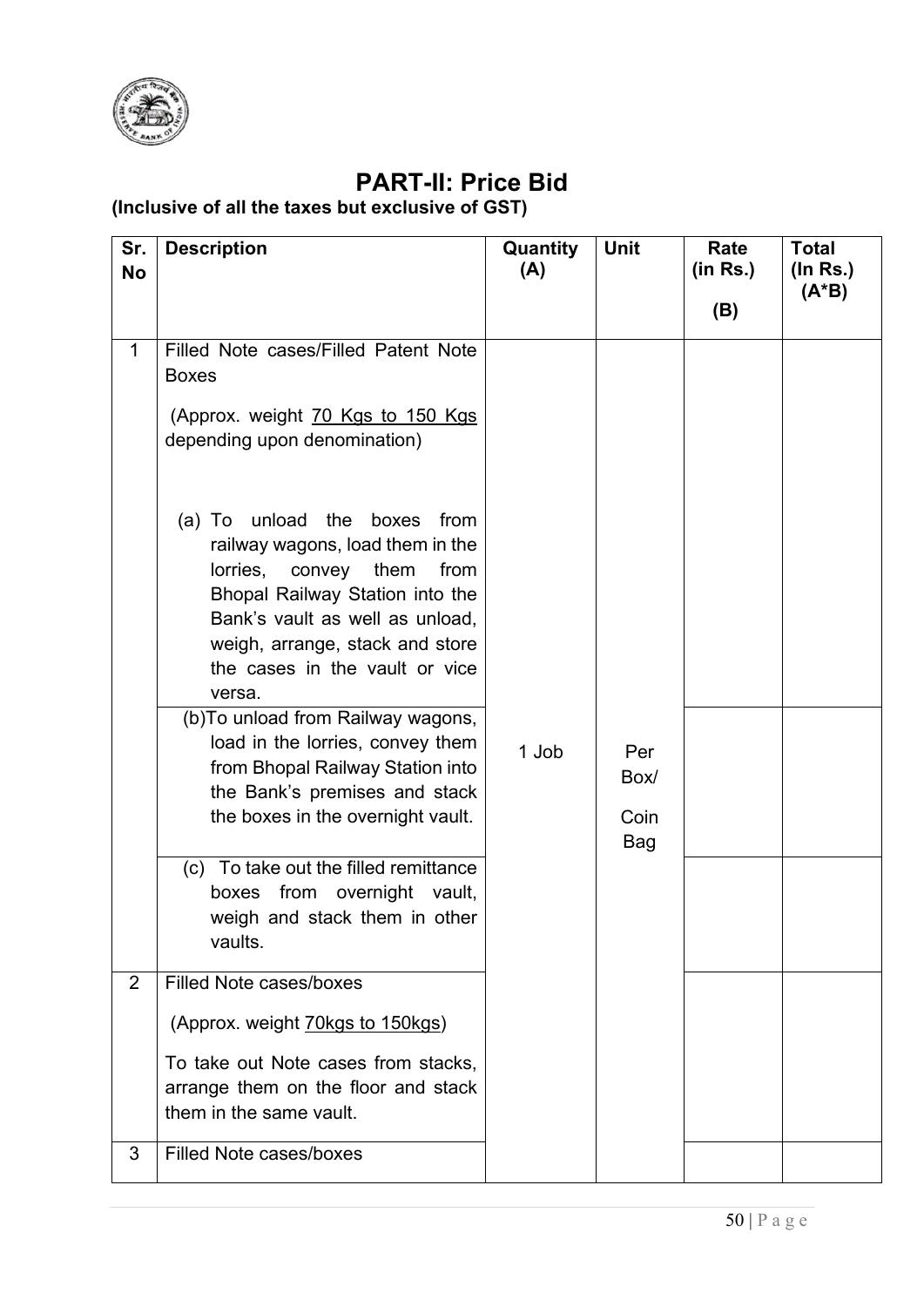# PART-II: Price Bid

**(Inclusive of all the taxes but exclusive of GST)**

| Sr. No | Description | Quantity (A) | Unit | Rate (in Rs.) (B) | Total (In Rs.) (A*B) |
|---|---|---|---|---|---|
| 1 | Filled Note cases/Filled Patent Note Boxes (Approx. weight 70 Kgs to 150 Kgs depending upon denomination) (a) To unload the boxes from railway wagons, load them in the lorries, convey them from Bhopal Railway Station into the Bank's vault as well as unload, weigh, arrange, stack and store the cases in the vault or vice versa. | 1 Job | Per Box/ Coin Bag | | |
| | (b) To unload from Railway wagons, load in the lorries, convey them from Bhopal Railway Station into the Bank's premises and stack the boxes in the overnight vault. | | | | |
| | (c) To take out the filled remittance boxes from overnight vault, weigh and stack them in other vaults. | | | | |
| 2 | Filled Note cases/boxes (Approx. weight 70kgs to 150kgs) To take out Note cases from stacks, arrange them on the floor and stack them in the same vault. | | | | |
| 3 | Filled Note cases/boxes | | | | |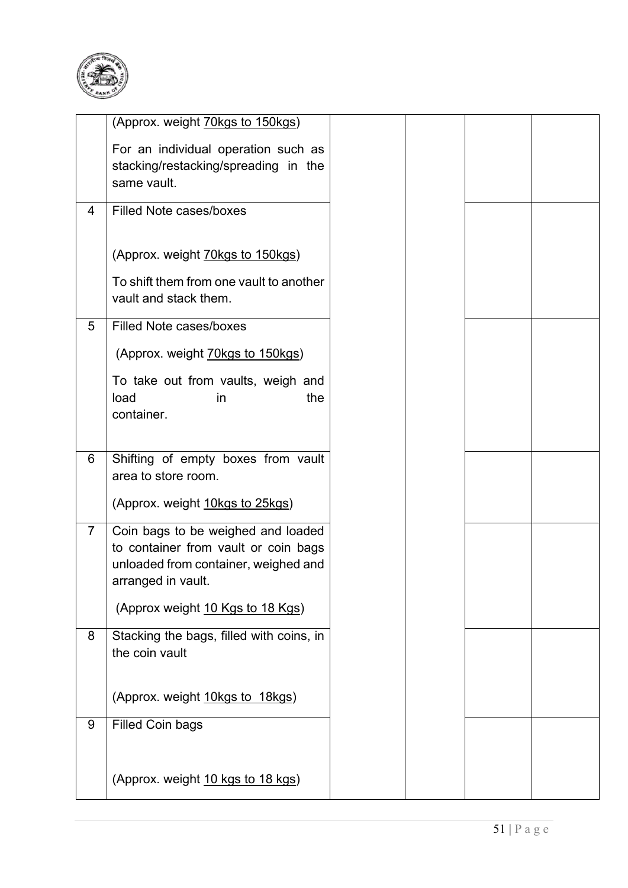| | | | | | |
|---|---|---|---|---|---|
| | (Approx. weight 70kgs to 150kgs)<br><br>For an individual operation such as stacking/restacking/spreading in the same vault. | | | | |
| 4 | Filled Note cases/boxes<br><br>(Approx. weight 70kgs to 150kgs)<br><br>To shift them from one vault to another vault and stack them. | | | | |
| 5 | Filled Note cases/boxes<br><br>(Approx. weight 70kgs to 150kgs)<br><br>To take out from vaults, weigh and load in the container. | | | | |
| 6 | Shifting of empty boxes from vault area to store room.<br><br>(Approx. weight 10kgs to 25kgs) | | | | |
| 7 | Coin bags to be weighed and loaded to container from vault or coin bags unloaded from container, weighed and arranged in vault.<br><br>(Approx weight 10 Kgs to 18 Kgs) | | | | |
| 8 | Stacking the bags, filled with coins, in the coin vault<br><br>(Approx. weight 10kgs to 18kgs) | | | | |
| 9 | Filled Coin bags<br><br>(Approx. weight 10 kgs to 18 kgs) | | | | |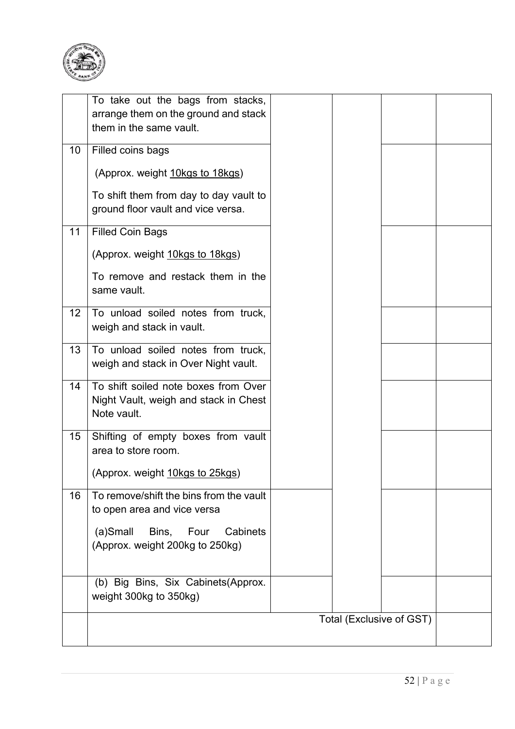| | | | | | |
|---|---|---|---|---|---|
| | To take out the bags from stacks, arrange them on the ground and stack them in the same vault. | | | | |
| 10 | Filled coins bags<br><br>(Approx. weight 10kgs to 18kgs)<br><br>To shift them from day to day vault to ground floor vault and vice versa. | | | | |
| 11 | Filled Coin Bags<br><br>(Approx. weight 10kgs to 18kgs)<br><br>To remove and restack them in the same vault. | | | | |
| 12 | To unload soiled notes from truck, weigh and stack in vault. | | | | |
| 13 | To unload soiled notes from truck, weigh and stack in Over Night vault. | | | | |
| 14 | To shift soiled note boxes from Over Night Vault, weigh and stack in Chest Note vault. | | | | |
| 15 | Shifting of empty boxes from vault area to store room.<br><br>(Approx. weight 10kgs to 25kgs) | | | | |
| 16 | To remove/shift the bins from the vault to open area and vice versa<br><br>(a)Small Bins, Four Cabinets (Approx. weight 200kg to 250kg) | | | | |
| | (b) Big Bins, Six Cabinets(Approx. weight 300kg to 350kg) | | | | |
| | Total (Exclusive of GST) | | | | |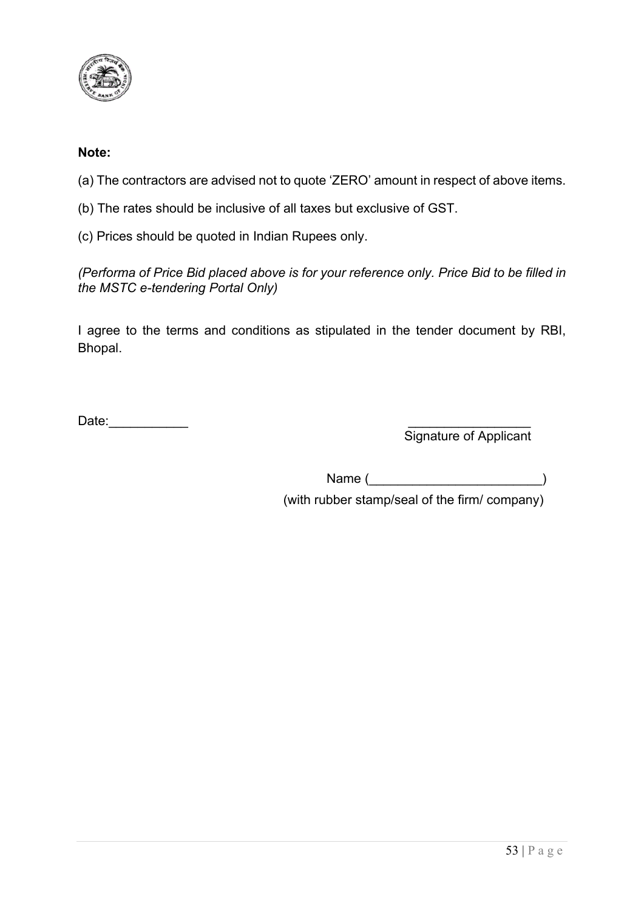**Note:**

(a) The contractors are advised not to quote 'ZERO' amount in respect of above items.

(b) The rates should be inclusive of all taxes but exclusive of GST.

(c) Prices should be quoted in Indian Rupees only.

*(Performa of Price Bid placed above is for your reference only. Price Bid to be filled in the MSTC e-tendering Portal Only)*

I agree to the terms and conditions as stipulated in the tender document by RBI, Bhopal.

Date:___________

_________________
Signature of Applicant

Name (________________________)
(with rubber stamp/seal of the firm/ company)